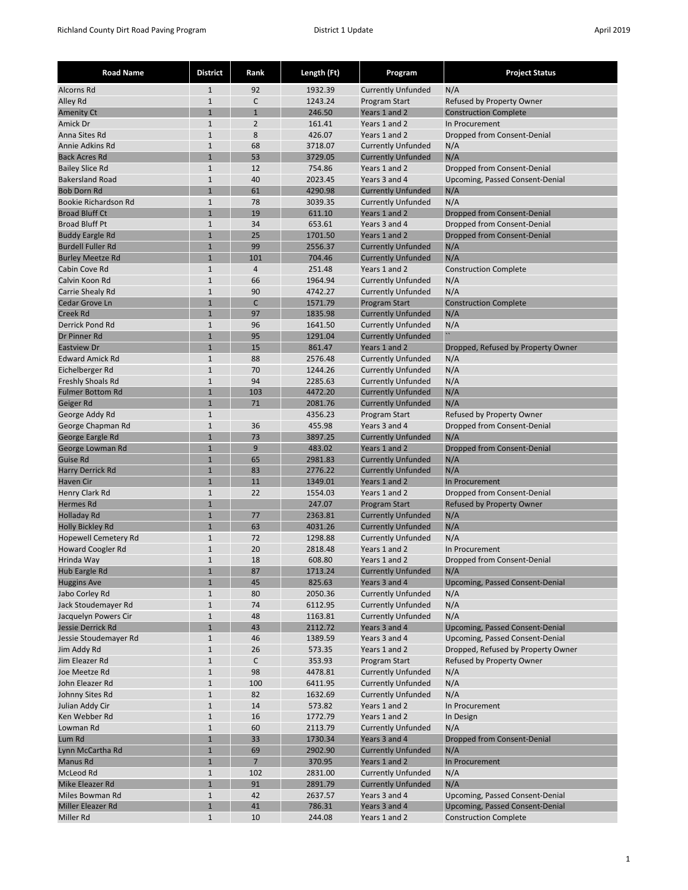| Road Name | District | Rank | Length (Ft) | Program | Project Status |
|---|---|---|---|---|---|
| Alcorns Rd | 1 | 92 | 1932.39 | Currently Unfunded | N/A |
| Alley Rd | 1 | C | 1243.24 | Program Start | Refused by Property Owner |
| Amenity Ct | 1 | 1 | 246.50 | Years 1 and 2 | Construction Complete |
| Amick Dr | 1 | 2 | 161.41 | Years 1 and 2 | In Procurement |
| Anna Sites Rd | 1 | 8 | 426.07 | Years 1 and 2 | Dropped from Consent-Denial |
| Annie Adkins Rd | 1 | 68 | 3718.07 | Currently Unfunded | N/A |
| Back Acres Rd | 1 | 53 | 3729.05 | Currently Unfunded | N/A |
| Bailey Slice Rd | 1 | 12 | 754.86 | Years 1 and 2 | Dropped from Consent-Denial |
| Bakersland Road | 1 | 40 | 2023.45 | Years 3 and 4 | Upcoming, Passed Consent-Denial |
| Bob Dorn Rd | 1 | 61 | 4290.98 | Currently Unfunded | N/A |
| Bookie Richardson Rd | 1 | 78 | 3039.35 | Currently Unfunded | N/A |
| Broad Bluff Ct | 1 | 19 | 611.10 | Years 1 and 2 | Dropped from Consent-Denial |
| Broad Bluff Pt | 1 | 34 | 653.61 | Years 3 and 4 | Dropped from Consent-Denial |
| Buddy Eargle Rd | 1 | 25 | 1701.50 | Years 1 and 2 | Dropped from Consent-Denial |
| Burdell Fuller Rd | 1 | 99 | 2556.37 | Currently Unfunded | N/A |
| Burley Meetze Rd | 1 | 101 | 704.46 | Currently Unfunded | N/A |
| Cabin Cove Rd | 1 | 4 | 251.48 | Years 1 and 2 | Construction Complete |
| Calvin Koon Rd | 1 | 66 | 1964.94 | Currently Unfunded | N/A |
| Carrie Shealy Rd | 1 | 90 | 4742.27 | Currently Unfunded | N/A |
| Cedar Grove Ln | 1 | C | 1571.79 | Program Start | Construction Complete |
| Creek Rd | 1 | 97 | 1835.98 | Currently Unfunded | N/A |
| Derrick Pond Rd | 1 | 96 | 1641.50 | Currently Unfunded | N/A |
| Dr Pinner Rd | 1 | 95 | 1291.04 | Currently Unfunded | `` |
| Eastview Dr | 1 | 15 | 861.47 | Years 1 and 2 | Dropped, Refused by Property Owner |
| Edward Amick Rd | 1 | 88 | 2576.48 | Currently Unfunded | N/A |
| Eichelberger Rd | 1 | 70 | 1244.26 | Currently Unfunded | N/A |
| Freshly Shoals Rd | 1 | 94 | 2285.63 | Currently Unfunded | N/A |
| Fulmer Bottom Rd | 1 | 103 | 4472.20 | Currently Unfunded | N/A |
| Geiger Rd | 1 | 71 | 2081.76 | Currently Unfunded | N/A |
| George Addy Rd | 1 | | 4356.23 | Program Start | Refused by Property Owner |
| George Chapman Rd | 1 | 36 | 455.98 | Years 3 and 4 | Dropped from Consent-Denial |
| George Eargle Rd | 1 | 73 | 3897.25 | Currently Unfunded | N/A |
| George Lowman Rd | 1 | 9 | 483.02 | Years 1 and 2 | Dropped from Consent-Denial |
| Guise Rd | 1 | 65 | 2981.83 | Currently Unfunded | N/A |
| Harry Derrick Rd | 1 | 83 | 2776.22 | Currently Unfunded | N/A |
| Haven Cir | 1 | 11 | 1349.01 | Years 1 and 2 | In Procurement |
| Henry Clark Rd | 1 | 22 | 1554.03 | Years 1 and 2 | Dropped from Consent-Denial |
| Hermes Rd | 1 | | 247.07 | Program Start | Refused by Property Owner |
| Holladay Rd | 1 | 77 | 2363.81 | Currently Unfunded | N/A |
| Holly Bickley Rd | 1 | 63 | 4031.26 | Currently Unfunded | N/A |
| Hopewell Cemetery Rd | 1 | 72 | 1298.88 | Currently Unfunded | N/A |
| Howard Coogler Rd | 1 | 20 | 2818.48 | Years 1 and 2 | In Procurement |
| Hrinda Way | 1 | 18 | 608.80 | Years 1 and 2 | Dropped from Consent-Denial |
| Hub Eargle Rd | 1 | 87 | 1713.24 | Currently Unfunded | N/A |
| Huggins Ave | 1 | 45 | 825.63 | Years 3 and 4 | Upcoming, Passed Consent-Denial |
| Jabo Corley Rd | 1 | 80 | 2050.36 | Currently Unfunded | N/A |
| Jack Stoudemayer Rd | 1 | 74 | 6112.95 | Currently Unfunded | N/A |
| Jacquelyn Powers Cir | 1 | 48 | 1163.81 | Currently Unfunded | N/A |
| Jessie Derrick Rd | 1 | 43 | 2112.72 | Years 3 and 4 | Upcoming, Passed Consent-Denial |
| Jessie Stoudemayer Rd | 1 | 46 | 1389.59 | Years 3 and 4 | Upcoming, Passed Consent-Denial |
| Jim Addy Rd | 1 | 26 | 573.35 | Years 1 and 2 | Dropped, Refused by Property Owner |
| Jim Eleazer Rd | 1 | C | 353.93 | Program Start | Refused by Property Owner |
| Joe Meetze Rd | 1 | 98 | 4478.81 | Currently Unfunded | N/A |
| John Eleazer Rd | 1 | 100 | 6411.95 | Currently Unfunded | N/A |
| Johnny Sites Rd | 1 | 82 | 1632.69 | Currently Unfunded | N/A |
| Julian Addy Cir | 1 | 14 | 573.82 | Years 1 and 2 | In Procurement |
| Ken Webber Rd | 1 | 16 | 1772.79 | Years 1 and 2 | In Design |
| Lowman Rd | 1 | 60 | 2113.79 | Currently Unfunded | N/A |
| Lum Rd | 1 | 33 | 1730.34 | Years 3 and 4 | Dropped from Consent-Denial |
| Lynn McCartha Rd | 1 | 69 | 2902.90 | Currently Unfunded | N/A |
| Manus Rd | 1 | 7 | 370.95 | Years 1 and 2 | In Procurement |
| McLeod Rd | 1 | 102 | 2831.00 | Currently Unfunded | N/A |
| Mike Eleazer Rd | 1 | 91 | 2891.79 | Currently Unfunded | N/A |
| Miles Bowman Rd | 1 | 42 | 2637.57 | Years 3 and 4 | Upcoming, Passed Consent-Denial |
| Miller Eleazer Rd | 1 | 41 | 786.31 | Years 3 and 4 | Upcoming, Passed Consent-Denial |
| Miller Rd | 1 | 10 | 244.08 | Years 1 and 2 | Construction Complete |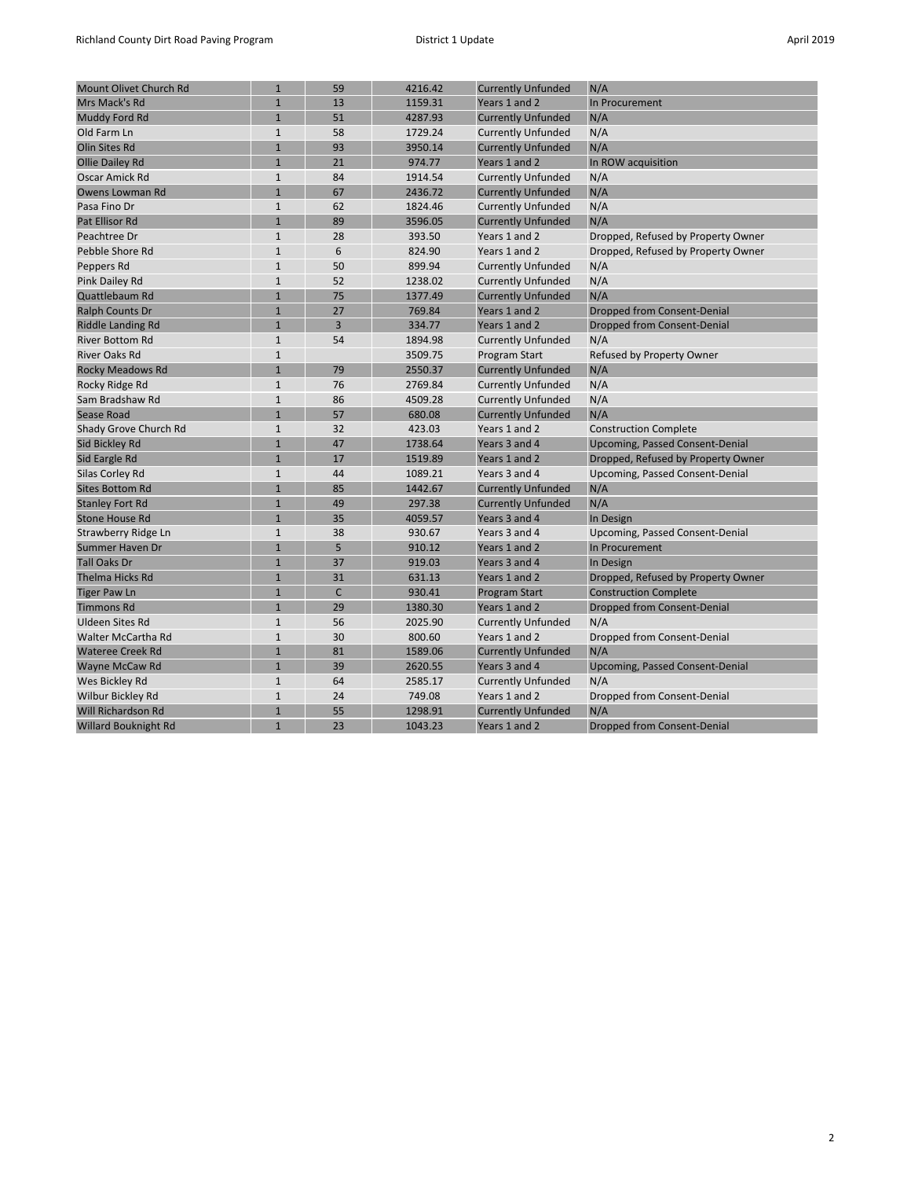| | | | | | |
|---|---|---|---|---|---|
| Mount Olivet Church Rd | 1 | 59 | 4216.42 | Currently Unfunded | N/A |
| Mrs Mack's Rd | 1 | 13 | 1159.31 | Years 1 and 2 | In Procurement |
| Muddy Ford Rd | 1 | 51 | 4287.93 | Currently Unfunded | N/A |
| Old Farm Ln | 1 | 58 | 1729.24 | Currently Unfunded | N/A |
| Olin Sites Rd | 1 | 93 | 3950.14 | Currently Unfunded | N/A |
| Ollie Dailey Rd | 1 | 21 | 974.77 | Years 1 and 2 | In ROW acquisition |
| Oscar Amick Rd | 1 | 84 | 1914.54 | Currently Unfunded | N/A |
| Owens Lowman Rd | 1 | 67 | 2436.72 | Currently Unfunded | N/A |
| Pasa Fino Dr | 1 | 62 | 1824.46 | Currently Unfunded | N/A |
| Pat Ellisor Rd | 1 | 89 | 3596.05 | Currently Unfunded | N/A |
| Peachtree Dr | 1 | 28 | 393.50 | Years 1 and 2 | Dropped, Refused by Property Owner |
| Pebble Shore Rd | 1 | 6 | 824.90 | Years 1 and 2 | Dropped, Refused by Property Owner |
| Peppers Rd | 1 | 50 | 899.94 | Currently Unfunded | N/A |
| Pink Dailey Rd | 1 | 52 | 1238.02 | Currently Unfunded | N/A |
| Quattlebaum Rd | 1 | 75 | 1377.49 | Currently Unfunded | N/A |
| Ralph Counts Dr | 1 | 27 | 769.84 | Years 1 and 2 | Dropped from Consent-Denial |
| Riddle Landing Rd | 1 | 3 | 334.77 | Years 1 and 2 | Dropped from Consent-Denial |
| River Bottom Rd | 1 | 54 | 1894.98 | Currently Unfunded | N/A |
| River Oaks Rd | 1 | | 3509.75 | Program Start | Refused by Property Owner |
| Rocky Meadows Rd | 1 | 79 | 2550.37 | Currently Unfunded | N/A |
| Rocky Ridge Rd | 1 | 76 | 2769.84 | Currently Unfunded | N/A |
| Sam Bradshaw Rd | 1 | 86 | 4509.28 | Currently Unfunded | N/A |
| Sease Road | 1 | 57 | 680.08 | Currently Unfunded | N/A |
| Shady Grove Church Rd | 1 | 32 | 423.03 | Years 1 and 2 | Construction Complete |
| Sid Bickley Rd | 1 | 47 | 1738.64 | Years 3 and 4 | Upcoming, Passed Consent-Denial |
| Sid Eargle Rd | 1 | 17 | 1519.89 | Years 1 and 2 | Dropped, Refused by Property Owner |
| Silas Corley Rd | 1 | 44 | 1089.21 | Years 3 and 4 | Upcoming, Passed Consent-Denial |
| Sites Bottom Rd | 1 | 85 | 1442.67 | Currently Unfunded | N/A |
| Stanley Fort Rd | 1 | 49 | 297.38 | Currently Unfunded | N/A |
| Stone House Rd | 1 | 35 | 4059.57 | Years 3 and 4 | In Design |
| Strawberry Ridge Ln | 1 | 38 | 930.67 | Years 3 and 4 | Upcoming, Passed Consent-Denial |
| Summer Haven Dr | 1 | 5 | 910.12 | Years 1 and 2 | In Procurement |
| Tall Oaks Dr | 1 | 37 | 919.03 | Years 3 and 4 | In Design |
| Thelma Hicks Rd | 1 | 31 | 631.13 | Years 1 and 2 | Dropped, Refused by Property Owner |
| Tiger Paw Ln | 1 | C | 930.41 | Program Start | Construction Complete |
| Timmons Rd | 1 | 29 | 1380.30 | Years 1 and 2 | Dropped from Consent-Denial |
| Uldeen Sites Rd | 1 | 56 | 2025.90 | Currently Unfunded | N/A |
| Walter McCartha Rd | 1 | 30 | 800.60 | Years 1 and 2 | Dropped from Consent-Denial |
| Wateree Creek Rd | 1 | 81 | 1589.06 | Currently Unfunded | N/A |
| Wayne McCaw Rd | 1 | 39 | 2620.55 | Years 3 and 4 | Upcoming, Passed Consent-Denial |
| Wes Bickley Rd | 1 | 64 | 2585.17 | Currently Unfunded | N/A |
| Wilbur Bickley Rd | 1 | 24 | 749.08 | Years 1 and 2 | Dropped from Consent-Denial |
| Will Richardson Rd | 1 | 55 | 1298.91 | Currently Unfunded | N/A |
| Willard Bouknight Rd | 1 | 23 | 1043.23 | Years 1 and 2 | Dropped from Consent-Denial |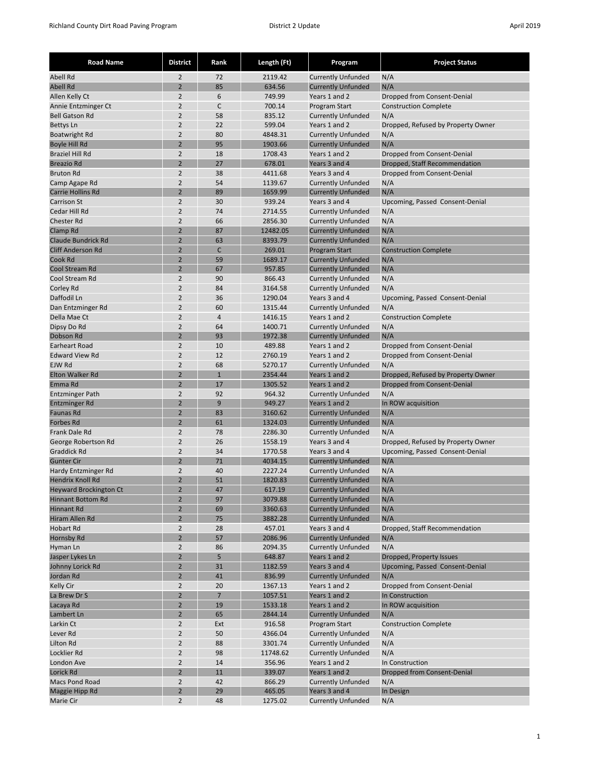| Road Name | District | Rank | Length (Ft) | Program | Project Status |
|---|---|---|---|---|---|
| Abell Rd | 2 | 72 | 2119.42 | Currently Unfunded | N/A |
| Abell Rd | 2 | 85 | 634.56 | Currently Unfunded | N/A |
| Allen Kelly Ct | 2 | 6 | 749.99 | Years 1 and 2 | Dropped from Consent-Denial |
| Annie Entzminger Ct | 2 | C | 700.14 | Program Start | Construction Complete |
| Bell Gatson Rd | 2 | 58 | 835.12 | Currently Unfunded | N/A |
| Bettys Ln | 2 | 22 | 599.04 | Years 1 and 2 | Dropped, Refused by Property Owner |
| Boatwright Rd | 2 | 80 | 4848.31 | Currently Unfunded | N/A |
| Boyle Hill Rd | 2 | 95 | 1903.66 | Currently Unfunded | N/A |
| Braziel Hill Rd | 2 | 18 | 1708.43 | Years 1 and 2 | Dropped from Consent-Denial |
| Breazio Rd | 2 | 27 | 678.01 | Years 3 and 4 | Dropped, Staff Recommendation |
| Bruton Rd | 2 | 38 | 4411.68 | Years 3 and 4 | Dropped from Consent-Denial |
| Camp Agape Rd | 2 | 54 | 1139.67 | Currently Unfunded | N/A |
| Carrie Hollins Rd | 2 | 89 | 1659.99 | Currently Unfunded | N/A |
| Carrison St | 2 | 30 | 939.24 | Years 3 and 4 | Upcoming, Passed Consent-Denial |
| Cedar Hill Rd | 2 | 74 | 2714.55 | Currently Unfunded | N/A |
| Chester Rd | 2 | 66 | 2856.30 | Currently Unfunded | N/A |
| Clamp Rd | 2 | 87 | 12482.05 | Currently Unfunded | N/A |
| Claude Bundrick Rd | 2 | 63 | 8393.79 | Currently Unfunded | N/A |
| Cliff Anderson Rd | 2 | C | 269.01 | Program Start | Construction Complete |
| Cook Rd | 2 | 59 | 1689.17 | Currently Unfunded | N/A |
| Cool Stream Rd | 2 | 67 | 957.85 | Currently Unfunded | N/A |
| Cool Stream Rd | 2 | 90 | 866.43 | Currently Unfunded | N/A |
| Corley Rd | 2 | 84 | 3164.58 | Currently Unfunded | N/A |
| Daffodil Ln | 2 | 36 | 1290.04 | Years 3 and 4 | Upcoming, Passed Consent-Denial |
| Dan Entzminger Rd | 2 | 60 | 1315.44 | Currently Unfunded | N/A |
| Della Mae Ct | 2 | 4 | 1416.15 | Years 1 and 2 | Construction Complete |
| Dipsy Do Rd | 2 | 64 | 1400.71 | Currently Unfunded | N/A |
| Dobson Rd | 2 | 93 | 1972.38 | Currently Unfunded | N/A |
| Earheart Road | 2 | 10 | 489.88 | Years 1 and 2 | Dropped from Consent-Denial |
| Edward View Rd | 2 | 12 | 2760.19 | Years 1 and 2 | Dropped from Consent-Denial |
| EJW Rd | 2 | 68 | 5270.17 | Currently Unfunded | N/A |
| Elton Walker Rd | 2 | 1 | 2354.44 | Years 1 and 2 | Dropped, Refused by Property Owner |
| Emma Rd | 2 | 17 | 1305.52 | Years 1 and 2 | Dropped from Consent-Denial |
| Entzminger Path | 2 | 92 | 964.32 | Currently Unfunded | N/A |
| Entzminger Rd | 2 | 9 | 949.27 | Years 1 and 2 | In ROW acquisition |
| Faunas Rd | 2 | 83 | 3160.62 | Currently Unfunded | N/A |
| Forbes Rd | 2 | 61 | 1324.03 | Currently Unfunded | N/A |
| Frank Dale Rd | 2 | 78 | 2286.30 | Currently Unfunded | N/A |
| George Robertson Rd | 2 | 26 | 1558.19 | Years 3 and 4 | Dropped, Refused by Property Owner |
| Graddick Rd | 2 | 34 | 1770.58 | Years 3 and 4 | Upcoming, Passed Consent-Denial |
| Gunter Cir | 2 | 71 | 4034.15 | Currently Unfunded | N/A |
| Hardy Entzminger Rd | 2 | 40 | 2227.24 | Currently Unfunded | N/A |
| Hendrix Knoll Rd | 2 | 51 | 1820.83 | Currently Unfunded | N/A |
| Heyward Brockington Ct | 2 | 47 | 617.19 | Currently Unfunded | N/A |
| Hinnant Bottom Rd | 2 | 97 | 3079.88 | Currently Unfunded | N/A |
| Hinnant Rd | 2 | 69 | 3360.63 | Currently Unfunded | N/A |
| Hiram Allen Rd | 2 | 75 | 3882.28 | Currently Unfunded | N/A |
| Hobart Rd | 2 | 28 | 457.01 | Years 3 and 4 | Dropped, Staff Recommendation |
| Hornsby Rd | 2 | 57 | 2086.96 | Currently Unfunded | N/A |
| Hyman Ln | 2 | 86 | 2094.35 | Currently Unfunded | N/A |
| Jasper Lykes Ln | 2 | 5 | 648.87 | Years 1 and 2 | Dropped, Property Issues |
| Johnny Lorick Rd | 2 | 31 | 1182.59 | Years 3 and 4 | Upcoming, Passed Consent-Denial |
| Jordan Rd | 2 | 41 | 836.99 | Currently Unfunded | N/A |
| Kelly Cir | 2 | 20 | 1367.13 | Years 1 and 2 | Dropped from Consent-Denial |
| La Brew Dr S | 2 | 7 | 1057.51 | Years 1 and 2 | In Construction |
| Lacaya Rd | 2 | 19 | 1533.18 | Years 1 and 2 | In ROW acquisition |
| Lambert Ln | 2 | 65 | 2844.14 | Currently Unfunded | N/A |
| Larkin Ct | 2 | Ext | 916.58 | Program Start | Construction Complete |
| Lever Rd | 2 | 50 | 4366.04 | Currently Unfunded | N/A |
| Lilton Rd | 2 | 88 | 3301.74 | Currently Unfunded | N/A |
| Locklier Rd | 2 | 98 | 11748.62 | Currently Unfunded | N/A |
| London Ave | 2 | 14 | 356.96 | Years 1 and 2 | In Construction |
| Lorick Rd | 2 | 11 | 339.07 | Years 1 and 2 | Dropped from Consent-Denial |
| Macs Pond Road | 2 | 42 | 866.29 | Currently Unfunded | N/A |
| Maggie Hipp Rd | 2 | 29 | 465.05 | Years 3 and 4 | In Design |
| Marie Cir | 2 | 48 | 1275.02 | Currently Unfunded | N/A |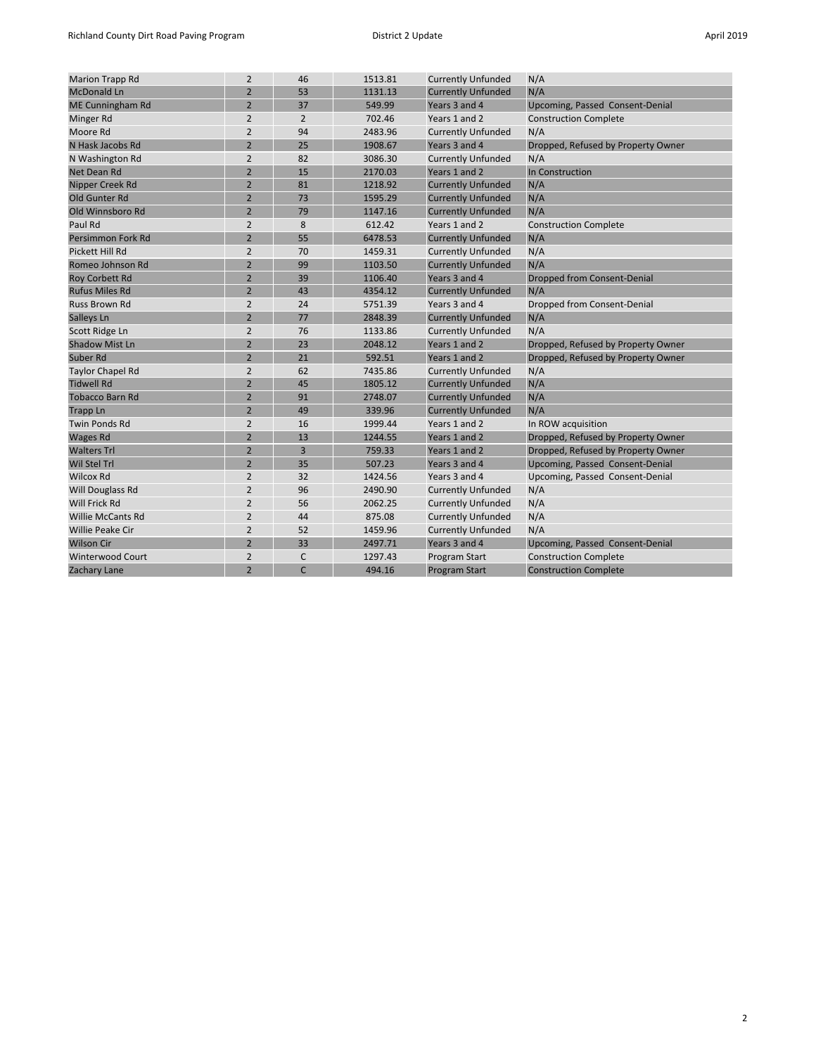| Marion Trapp Rd | 2 | 46 | 1513.81 | Currently Unfunded | N/A |
|---|---|---|---|---|---|
| McDonald Ln | 2 | 53 | 1131.13 | Currently Unfunded | N/A |
| ME Cunningham Rd | 2 | 37 | 549.99 | Years 3 and 4 | Upcoming, Passed Consent-Denial |
| Minger Rd | 2 | 2 | 702.46 | Years 1 and 2 | Construction Complete |
| Moore Rd | 2 | 94 | 2483.96 | Currently Unfunded | N/A |
| N Hask Jacobs Rd | 2 | 25 | 1908.67 | Years 3 and 4 | Dropped, Refused by Property Owner |
| N Washington Rd | 2 | 82 | 3086.30 | Currently Unfunded | N/A |
| Net Dean Rd | 2 | 15 | 2170.03 | Years 1 and 2 | In Construction |
| Nipper Creek Rd | 2 | 81 | 1218.92 | Currently Unfunded | N/A |
| Old Gunter Rd | 2 | 73 | 1595.29 | Currently Unfunded | N/A |
| Old Winnsboro Rd | 2 | 79 | 1147.16 | Currently Unfunded | N/A |
| Paul Rd | 2 | 8 | 612.42 | Years 1 and 2 | Construction Complete |
| Persimmon Fork Rd | 2 | 55 | 6478.53 | Currently Unfunded | N/A |
| Pickett Hill Rd | 2 | 70 | 1459.31 | Currently Unfunded | N/A |
| Romeo Johnson Rd | 2 | 99 | 1103.50 | Currently Unfunded | N/A |
| Roy Corbett Rd | 2 | 39 | 1106.40 | Years 3 and 4 | Dropped from Consent-Denial |
| Rufus Miles Rd | 2 | 43 | 4354.12 | Currently Unfunded | N/A |
| Russ Brown Rd | 2 | 24 | 5751.39 | Years 3 and 4 | Dropped from Consent-Denial |
| Salleys Ln | 2 | 77 | 2848.39 | Currently Unfunded | N/A |
| Scott Ridge Ln | 2 | 76 | 1133.86 | Currently Unfunded | N/A |
| Shadow Mist Ln | 2 | 23 | 2048.12 | Years 1 and 2 | Dropped, Refused by Property Owner |
| Suber Rd | 2 | 21 | 592.51 | Years 1 and 2 | Dropped, Refused by Property Owner |
| Taylor Chapel Rd | 2 | 62 | 7435.86 | Currently Unfunded | N/A |
| Tidwell Rd | 2 | 45 | 1805.12 | Currently Unfunded | N/A |
| Tobacco Barn Rd | 2 | 91 | 2748.07 | Currently Unfunded | N/A |
| Trapp Ln | 2 | 49 | 339.96 | Currently Unfunded | N/A |
| Twin Ponds Rd | 2 | 16 | 1999.44 | Years 1 and 2 | In ROW acquisition |
| Wages Rd | 2 | 13 | 1244.55 | Years 1 and 2 | Dropped, Refused by Property Owner |
| Walters Trl | 2 | 3 | 759.33 | Years 1 and 2 | Dropped, Refused by Property Owner |
| Wil Stel Trl | 2 | 35 | 507.23 | Years 3 and 4 | Upcoming, Passed Consent-Denial |
| Wilcox Rd | 2 | 32 | 1424.56 | Years 3 and 4 | Upcoming, Passed Consent-Denial |
| Will Douglass Rd | 2 | 96 | 2490.90 | Currently Unfunded | N/A |
| Will Frick Rd | 2 | 56 | 2062.25 | Currently Unfunded | N/A |
| Willie McCants Rd | 2 | 44 | 875.08 | Currently Unfunded | N/A |
| Willie Peake Cir | 2 | 52 | 1459.96 | Currently Unfunded | N/A |
| Wilson Cir | 2 | 33 | 2497.71 | Years 3 and 4 | Upcoming, Passed Consent-Denial |
| Winterwood Court | 2 | C | 1297.43 | Program Start | Construction Complete |
| Zachary Lane | 2 | C | 494.16 | Program Start | Construction Complete |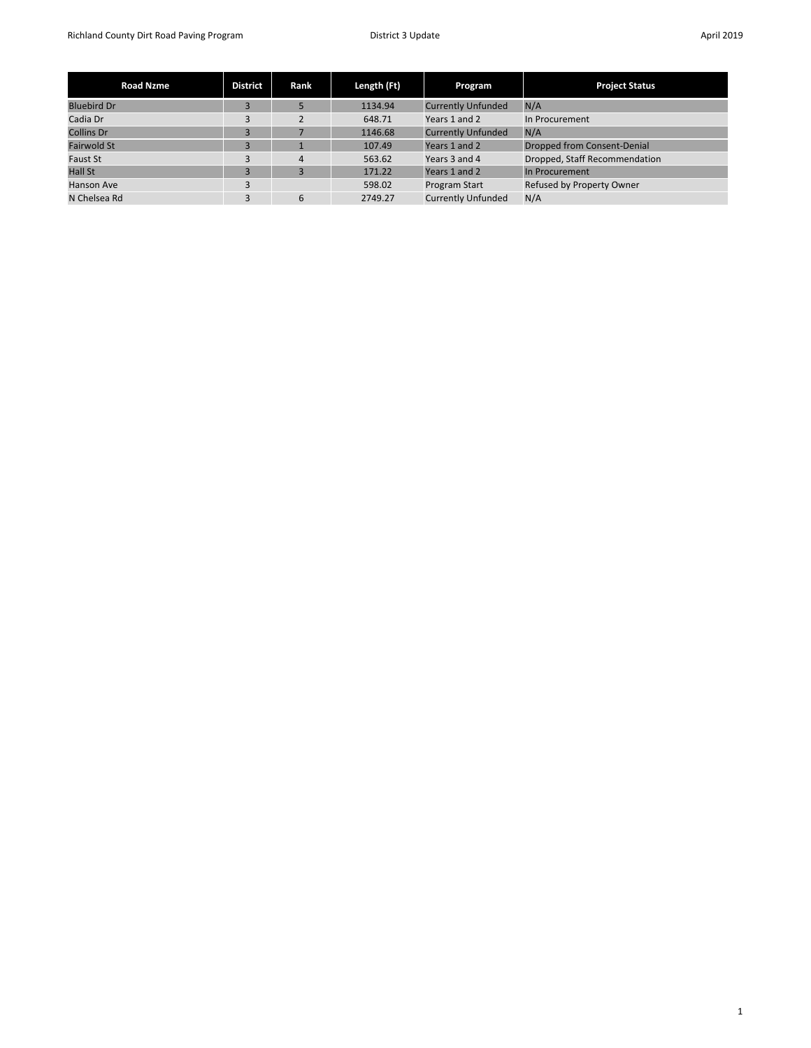| Road Nzme | District | Rank | Length (Ft) | Program | Project Status |
|---|---|---|---|---|---|
| Bluebird Dr | 3 | 5 | 1134.94 | Currently Unfunded | N/A |
| Cadia Dr | 3 | 2 | 648.71 | Years 1 and 2 | In Procurement |
| Collins Dr | 3 | 7 | 1146.68 | Currently Unfunded | N/A |
| Fairwold St | 3 | 1 | 107.49 | Years 1 and 2 | Dropped from Consent-Denial |
| Faust St | 3 | 4 | 563.62 | Years 3 and 4 | Dropped, Staff Recommendation |
| Hall St | 3 | 3 | 171.22 | Years 1 and 2 | In Procurement |
| Hanson Ave | 3 | | 598.02 | Program Start | Refused by Property Owner |
| N Chelsea Rd | 3 | 6 | 2749.27 | Currently Unfunded | N/A |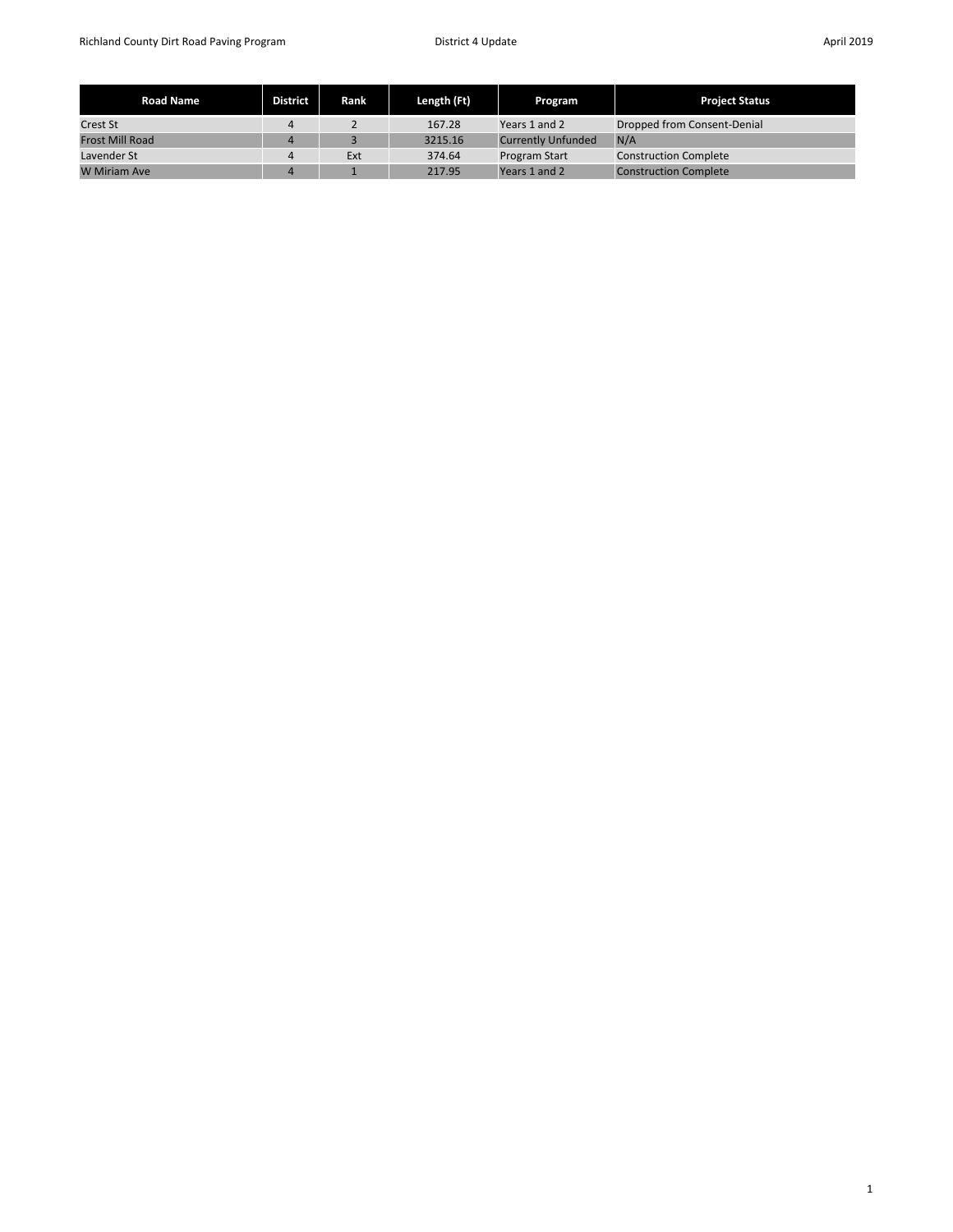| Road Name | District | Rank | Length (Ft) | Program | Project Status |
|---|---|---|---|---|---|
| Crest St | 4 | 2 | 167.28 | Years 1 and 2 | Dropped from Consent-Denial |
| Frost Mill Road | 4 | 3 | 3215.16 | Currently Unfunded | N/A |
| Lavender St | 4 | Ext | 374.64 | Program Start | Construction Complete |
| W Miriam Ave | 4 | 1 | 217.95 | Years 1 and 2 | Construction Complete |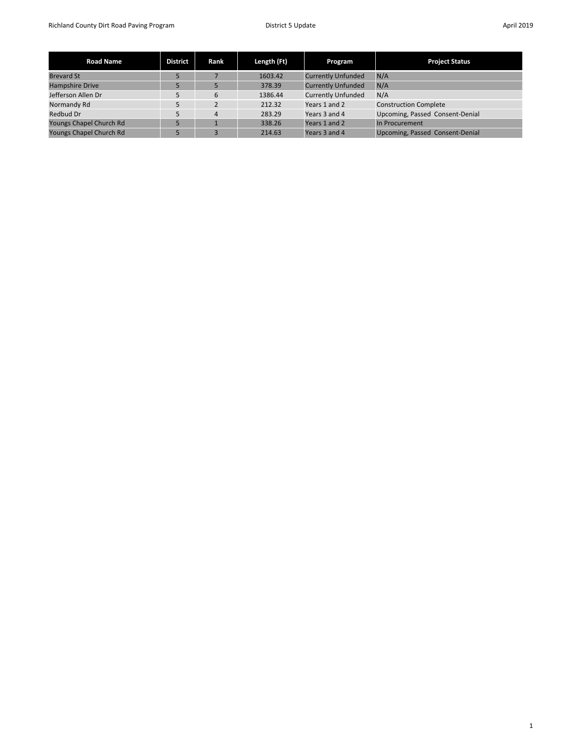| Road Name | District | Rank | Length (Ft) | Program | Project Status |
|---|---|---|---|---|---|
| Brevard St | 5 | 7 | 1603.42 | Currently Unfunded | N/A |
| Hampshire Drive | 5 | 5 | 378.39 | Currently Unfunded | N/A |
| Jefferson Allen Dr | 5 | 6 | 1386.44 | Currently Unfunded | N/A |
| Normandy Rd | 5 | 2 | 212.32 | Years 1 and 2 | Construction Complete |
| Redbud Dr | 5 | 4 | 283.29 | Years 3 and 4 | Upcoming, Passed Consent-Denial |
| Youngs Chapel Church Rd | 5 | 1 | 338.26 | Years 1 and 2 | In Procurement |
| Youngs Chapel Church Rd | 5 | 3 | 214.63 | Years 3 and 4 | Upcoming, Passed Consent-Denial |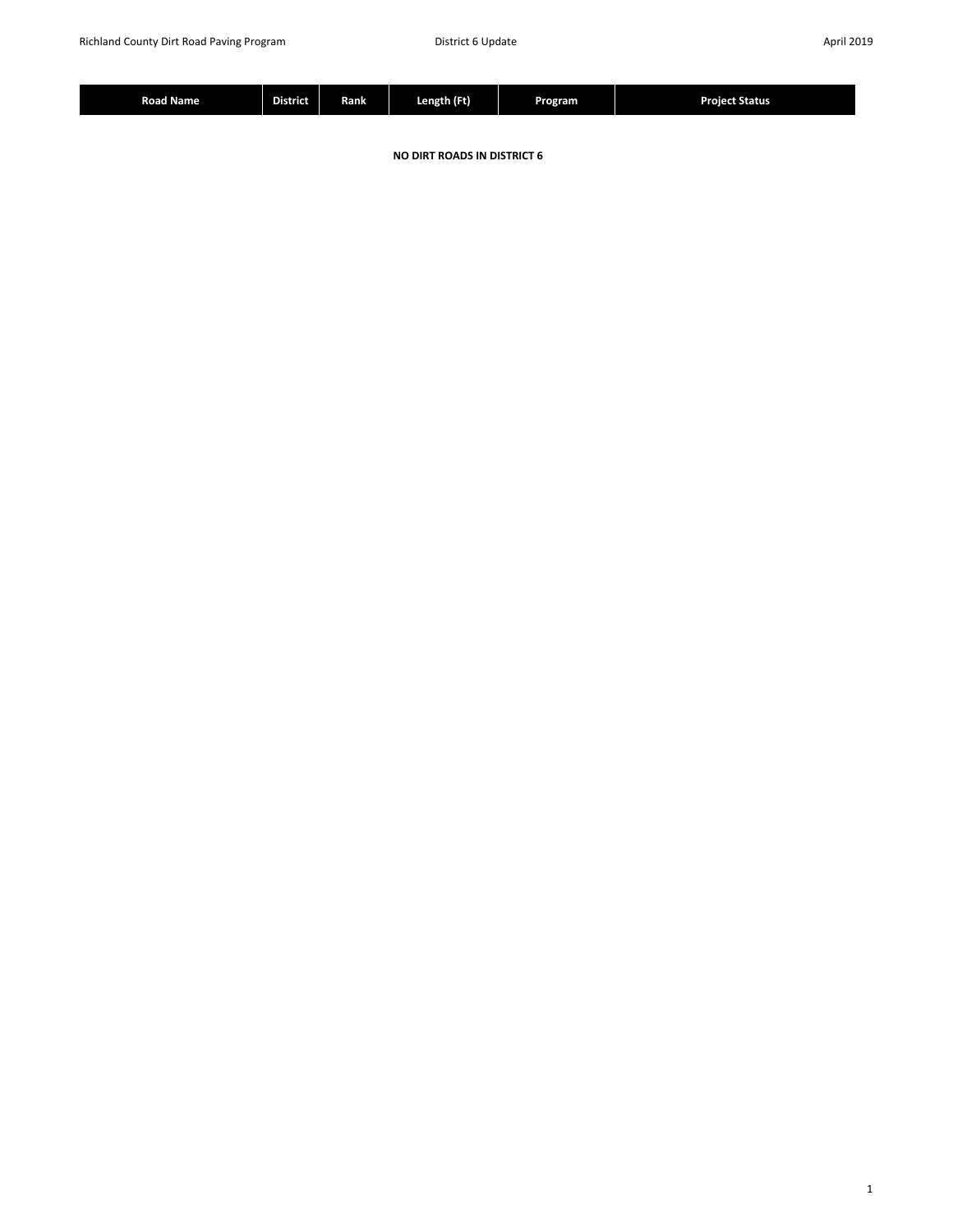| Road Name | District | Rank | Length (Ft) | Program | Project Status |
|---|---|---|---|---|---|

**NO DIRT ROADS IN DISTRICT 6**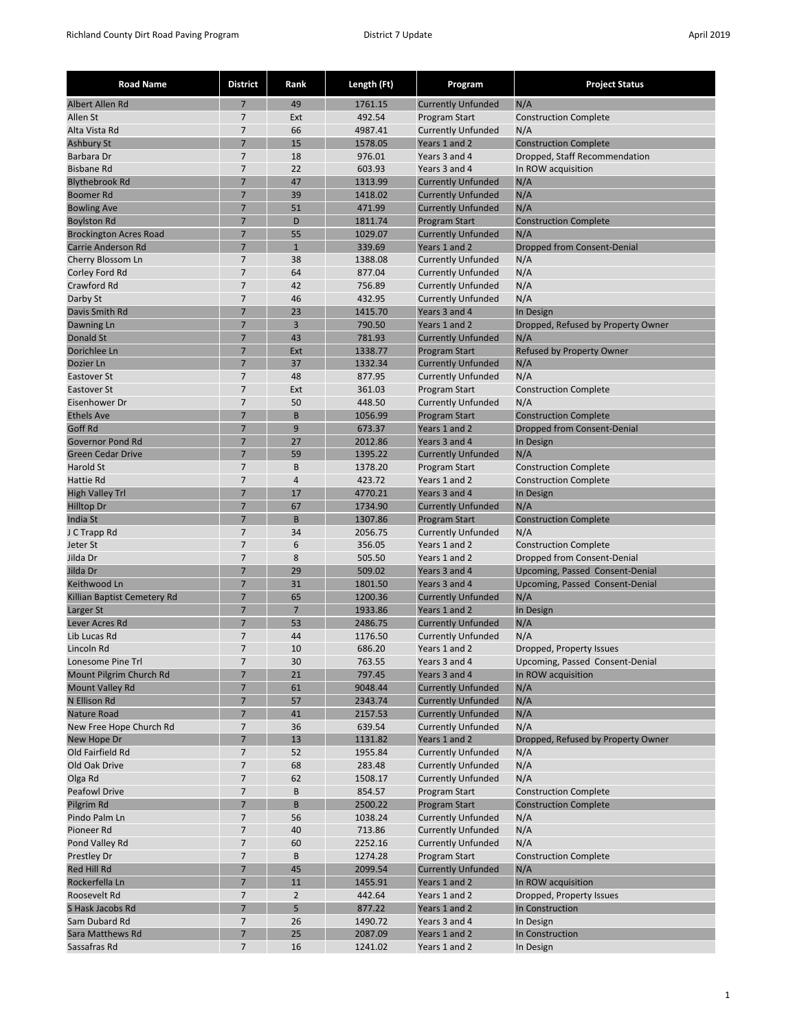| Road Name | District | Rank | Length (Ft) | Program | Project Status |
|---|---|---|---|---|---|
| Albert Allen Rd | 7 | 49 | 1761.15 | Currently Unfunded | N/A |
| Allen St | 7 | Ext | 492.54 | Program Start | Construction Complete |
| Alta Vista Rd | 7 | 66 | 4987.41 | Currently Unfunded | N/A |
| Ashbury St | 7 | 15 | 1578.05 | Years 1 and 2 | Construction Complete |
| Barbara Dr | 7 | 18 | 976.01 | Years 3 and 4 | Dropped, Staff Recommendation |
| Bisbane Rd | 7 | 22 | 603.93 | Years 3 and 4 | In ROW acquisition |
| Blythebrook Rd | 7 | 47 | 1313.99 | Currently Unfunded | N/A |
| Boomer Rd | 7 | 39 | 1418.02 | Currently Unfunded | N/A |
| Bowling Ave | 7 | 51 | 471.99 | Currently Unfunded | N/A |
| Boylston Rd | 7 | D | 1811.74 | Program Start | Construction Complete |
| Brockington Acres Road | 7 | 55 | 1029.07 | Currently Unfunded | N/A |
| Carrie Anderson Rd | 7 | 1 | 339.69 | Years 1 and 2 | Dropped from Consent-Denial |
| Cherry Blossom Ln | 7 | 38 | 1388.08 | Currently Unfunded | N/A |
| Corley Ford Rd | 7 | 64 | 877.04 | Currently Unfunded | N/A |
| Crawford Rd | 7 | 42 | 756.89 | Currently Unfunded | N/A |
| Darby St | 7 | 46 | 432.95 | Currently Unfunded | N/A |
| Davis Smith Rd | 7 | 23 | 1415.70 | Years 3 and 4 | In Design |
| Dawning Ln | 7 | 3 | 790.50 | Years 1 and 2 | Dropped, Refused by Property Owner |
| Donald St | 7 | 43 | 781.93 | Currently Unfunded | N/A |
| Dorichlee Ln | 7 | Ext | 1338.77 | Program Start | Refused by Property Owner |
| Dozier Ln | 7 | 37 | 1332.34 | Currently Unfunded | N/A |
| Eastover St | 7 | 48 | 877.95 | Currently Unfunded | N/A |
| Eastover St | 7 | Ext | 361.03 | Program Start | Construction Complete |
| Eisenhower Dr | 7 | 50 | 448.50 | Currently Unfunded | N/A |
| Ethels Ave | 7 | B | 1056.99 | Program Start | Construction Complete |
| Goff Rd | 7 | 9 | 673.37 | Years 1 and 2 | Dropped from Consent-Denial |
| Governor Pond Rd | 7 | 27 | 2012.86 | Years 3 and 4 | In Design |
| Green Cedar Drive | 7 | 59 | 1395.22 | Currently Unfunded | N/A |
| Harold St | 7 | B | 1378.20 | Program Start | Construction Complete |
| Hattie Rd | 7 | 4 | 423.72 | Years 1 and 2 | Construction Complete |
| High Valley Trl | 7 | 17 | 4770.21 | Years 3 and 4 | In Design |
| Hilltop Dr | 7 | 67 | 1734.90 | Currently Unfunded | N/A |
| India St | 7 | B | 1307.86 | Program Start | Construction Complete |
| J C Trapp Rd | 7 | 34 | 2056.75 | Currently Unfunded | N/A |
| Jeter St | 7 | 6 | 356.05 | Years 1 and 2 | Construction Complete |
| Jilda Dr | 7 | 8 | 505.50 | Years 1 and 2 | Dropped from Consent-Denial |
| Jilda Dr | 7 | 29 | 509.02 | Years 3 and 4 | Upcoming, Passed Consent-Denial |
| Keithwood Ln | 7 | 31 | 1801.50 | Years 3 and 4 | Upcoming, Passed Consent-Denial |
| Killian Baptist Cemetery Rd | 7 | 65 | 1200.36 | Currently Unfunded | N/A |
| Larger St | 7 | 7 | 1933.86 | Years 1 and 2 | In Design |
| Lever Acres Rd | 7 | 53 | 2486.75 | Currently Unfunded | N/A |
| Lib Lucas Rd | 7 | 44 | 1176.50 | Currently Unfunded | N/A |
| Lincoln Rd | 7 | 10 | 686.20 | Years 1 and 2 | Dropped, Property Issues |
| Lonesome Pine Trl | 7 | 30 | 763.55 | Years 3 and 4 | Upcoming, Passed Consent-Denial |
| Mount Pilgrim Church Rd | 7 | 21 | 797.45 | Years 3 and 4 | In ROW acquisition |
| Mount Valley Rd | 7 | 61 | 9048.44 | Currently Unfunded | N/A |
| N Ellison Rd | 7 | 57 | 2343.74 | Currently Unfunded | N/A |
| Nature Road | 7 | 41 | 2157.53 | Currently Unfunded | N/A |
| New Free Hope Church Rd | 7 | 36 | 639.54 | Currently Unfunded | N/A |
| New Hope Dr | 7 | 13 | 1131.82 | Years 1 and 2 | Dropped, Refused by Property Owner |
| Old Fairfield Rd | 7 | 52 | 1955.84 | Currently Unfunded | N/A |
| Old Oak Drive | 7 | 68 | 283.48 | Currently Unfunded | N/A |
| Olga Rd | 7 | 62 | 1508.17 | Currently Unfunded | N/A |
| Peafowl Drive | 7 | B | 854.57 | Program Start | Construction Complete |
| Pilgrim Rd | 7 | B | 2500.22 | Program Start | Construction Complete |
| Pindo Palm Ln | 7 | 56 | 1038.24 | Currently Unfunded | N/A |
| Pioneer Rd | 7 | 40 | 713.86 | Currently Unfunded | N/A |
| Pond Valley Rd | 7 | 60 | 2252.16 | Currently Unfunded | N/A |
| Prestley Dr | 7 | B | 1274.28 | Program Start | Construction Complete |
| Red Hill Rd | 7 | 45 | 2099.54 | Currently Unfunded | N/A |
| Rockerfella Ln | 7 | 11 | 1455.91 | Years 1 and 2 | In ROW acquisition |
| Roosevelt Rd | 7 | 2 | 442.64 | Years 1 and 2 | Dropped, Property Issues |
| S Hask Jacobs Rd | 7 | 5 | 877.22 | Years 1 and 2 | In Construction |
| Sam Dubard Rd | 7 | 26 | 1490.72 | Years 3 and 4 | In Design |
| Sara Matthews Rd | 7 | 25 | 2087.09 | Years 1 and 2 | In Construction |
| Sassafras Rd | 7 | 16 | 1241.02 | Years 1 and 2 | In Design |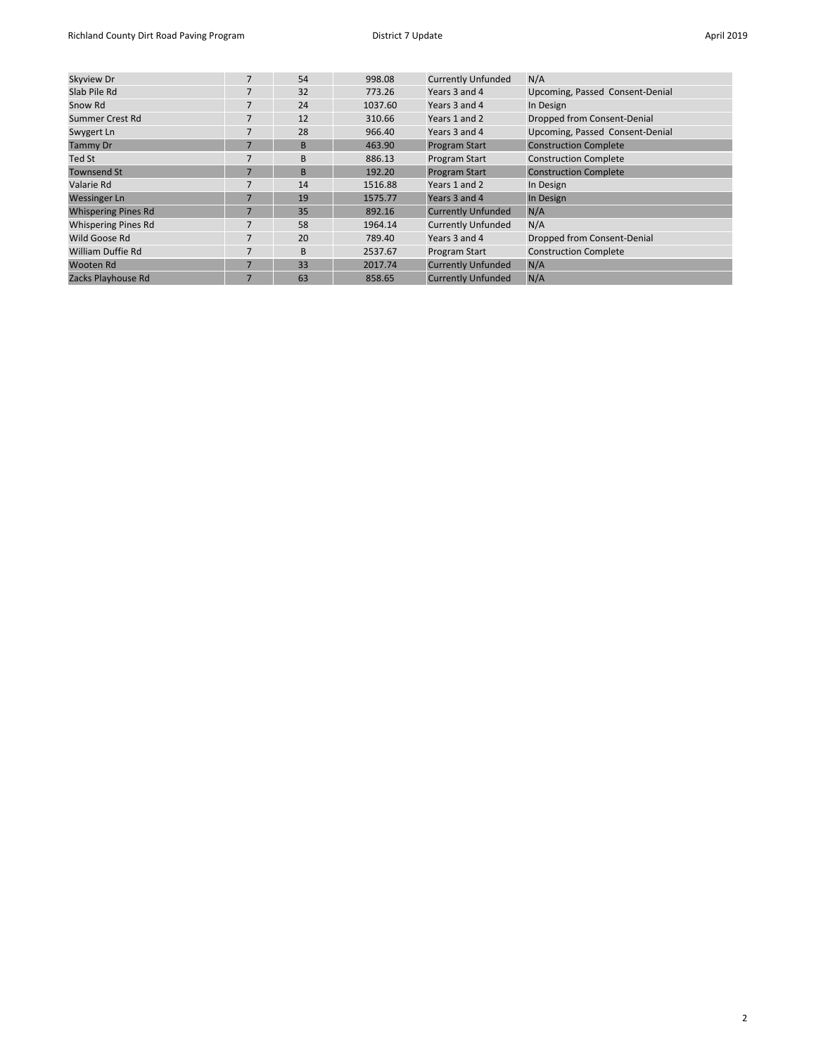| | | | | | |
|---|---|---|---|---|---|
| Skyview Dr | 7 | 54 | 998.08 | Currently Unfunded | N/A |
| Slab Pile Rd | 7 | 32 | 773.26 | Years 3 and 4 | Upcoming, Passed Consent-Denial |
| Snow Rd | 7 | 24 | 1037.60 | Years 3 and 4 | In Design |
| Summer Crest Rd | 7 | 12 | 310.66 | Years 1 and 2 | Dropped from Consent-Denial |
| Swygert Ln | 7 | 28 | 966.40 | Years 3 and 4 | Upcoming, Passed Consent-Denial |
| Tammy Dr | 7 | B | 463.90 | Program Start | Construction Complete |
| Ted St | 7 | B | 886.13 | Program Start | Construction Complete |
| Townsend St | 7 | B | 192.20 | Program Start | Construction Complete |
| Valarie Rd | 7 | 14 | 1516.88 | Years 1 and 2 | In Design |
| Wessinger Ln | 7 | 19 | 1575.77 | Years 3 and 4 | In Design |
| Whispering Pines Rd | 7 | 35 | 892.16 | Currently Unfunded | N/A |
| Whispering Pines Rd | 7 | 58 | 1964.14 | Currently Unfunded | N/A |
| Wild Goose Rd | 7 | 20 | 789.40 | Years 3 and 4 | Dropped from Consent-Denial |
| William Duffie Rd | 7 | B | 2537.67 | Program Start | Construction Complete |
| Wooten Rd | 7 | 33 | 2017.74 | Currently Unfunded | N/A |
| Zacks Playhouse Rd | 7 | 63 | 858.65 | Currently Unfunded | N/A |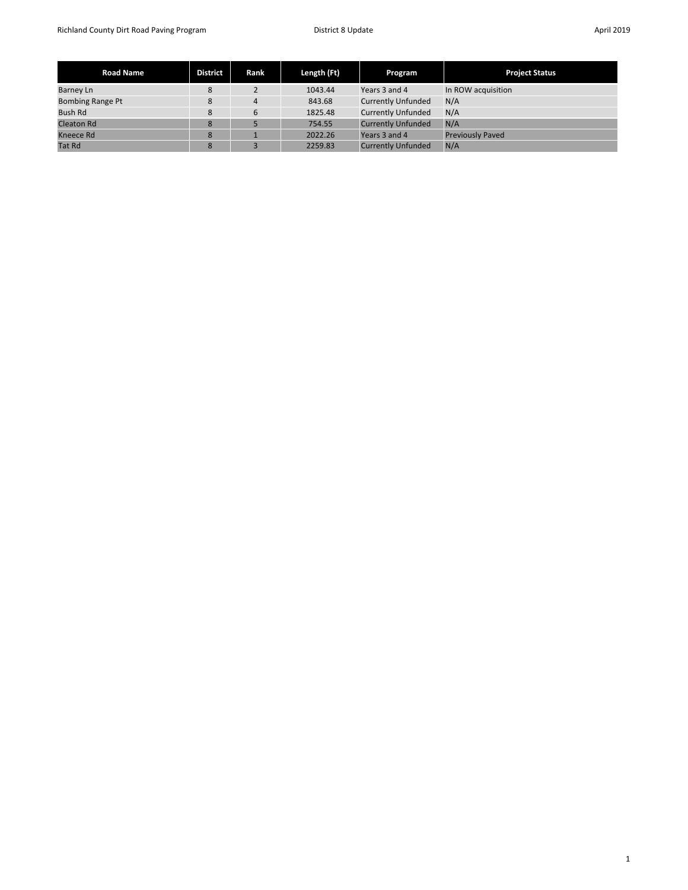| Road Name | District | Rank | Length (Ft) | Program | Project Status |
|---|---|---|---|---|---|
| Barney Ln | 8 | 2 | 1043.44 | Years 3 and 4 | In ROW acquisition |
| Bombing Range Pt | 8 | 4 | 843.68 | Currently Unfunded | N/A |
| Bush Rd | 8 | 6 | 1825.48 | Currently Unfunded | N/A |
| Cleaton Rd | 8 | 5 | 754.55 | Currently Unfunded | N/A |
| Kneece Rd | 8 | 1 | 2022.26 | Years 3 and 4 | Previously Paved |
| Tat Rd | 8 | 3 | 2259.83 | Currently Unfunded | N/A |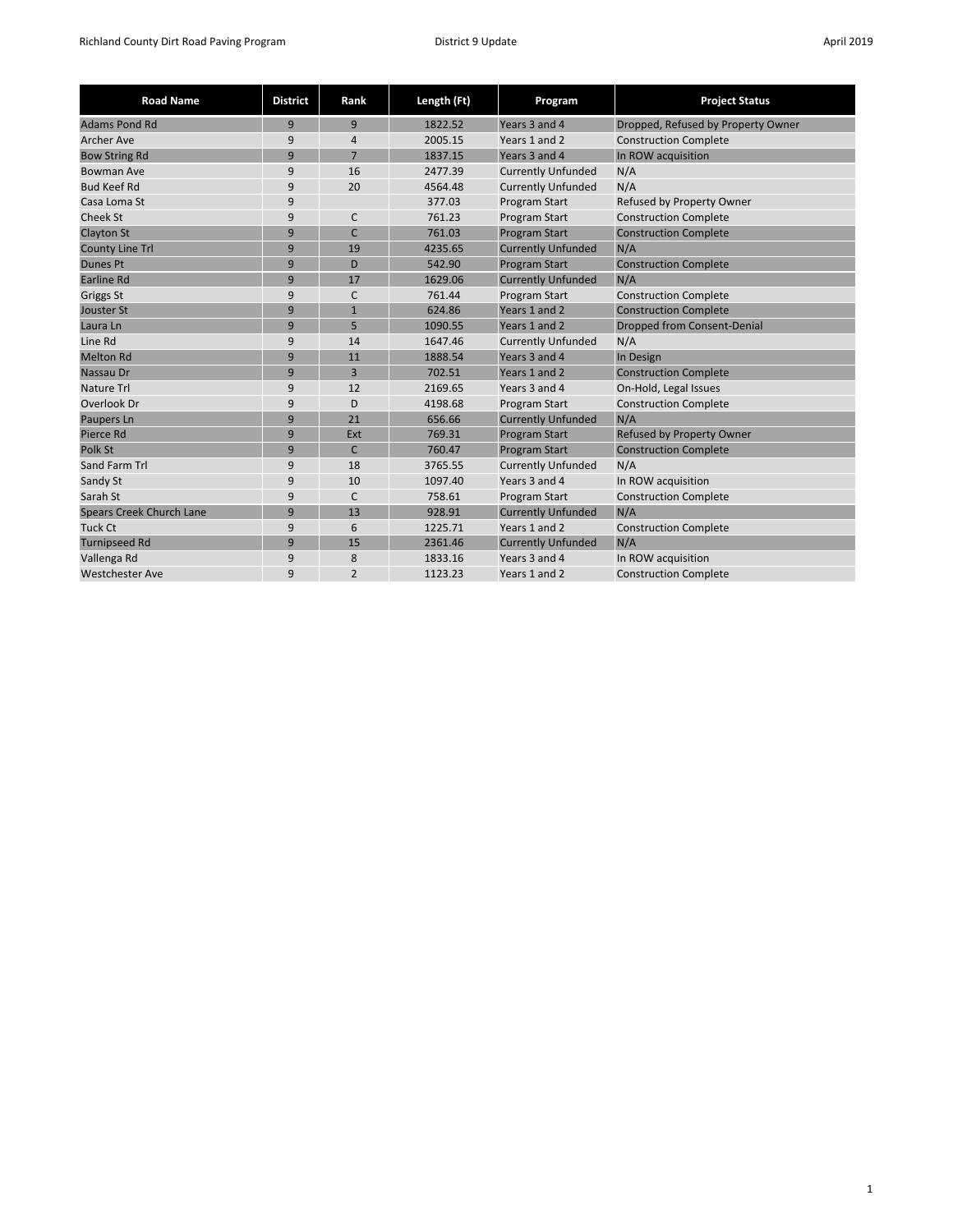| Road Name | District | Rank | Length (Ft) | Program | Project Status |
|---|---|---|---|---|---|
| Adams Pond Rd | 9 | 9 | 1822.52 | Years 3 and 4 | Dropped, Refused by Property Owner |
| Archer Ave | 9 | 4 | 2005.15 | Years 1 and 2 | Construction Complete |
| Bow String Rd | 9 | 7 | 1837.15 | Years 3 and 4 | In ROW acquisition |
| Bowman Ave | 9 | 16 | 2477.39 | Currently Unfunded | N/A |
| Bud Keef Rd | 9 | 20 | 4564.48 | Currently Unfunded | N/A |
| Casa Loma St | 9 | | 377.03 | Program Start | Refused by Property Owner |
| Cheek St | 9 | C | 761.23 | Program Start | Construction Complete |
| Clayton St | 9 | C | 761.03 | Program Start | Construction Complete |
| County Line Trl | 9 | 19 | 4235.65 | Currently Unfunded | N/A |
| Dunes Pt | 9 | D | 542.90 | Program Start | Construction Complete |
| Earline Rd | 9 | 17 | 1629.06 | Currently Unfunded | N/A |
| Griggs St | 9 | C | 761.44 | Program Start | Construction Complete |
| Jouster St | 9 | 1 | 624.86 | Years 1 and 2 | Construction Complete |
| Laura Ln | 9 | 5 | 1090.55 | Years 1 and 2 | Dropped from Consent-Denial |
| Line Rd | 9 | 14 | 1647.46 | Currently Unfunded | N/A |
| Melton Rd | 9 | 11 | 1888.54 | Years 3 and 4 | In Design |
| Nassau Dr | 9 | 3 | 702.51 | Years 1 and 2 | Construction Complete |
| Nature Trl | 9 | 12 | 2169.65 | Years 3 and 4 | On-Hold, Legal Issues |
| Overlook Dr | 9 | D | 4198.68 | Program Start | Construction Complete |
| Paupers Ln | 9 | 21 | 656.66 | Currently Unfunded | N/A |
| Pierce Rd | 9 | Ext | 769.31 | Program Start | Refused by Property Owner |
| Polk St | 9 | C | 760.47 | Program Start | Construction Complete |
| Sand Farm Trl | 9 | 18 | 3765.55 | Currently Unfunded | N/A |
| Sandy St | 9 | 10 | 1097.40 | Years 3 and 4 | In ROW acquisition |
| Sarah St | 9 | C | 758.61 | Program Start | Construction Complete |
| Spears Creek Church Lane | 9 | 13 | 928.91 | Currently Unfunded | N/A |
| Tuck Ct | 9 | 6 | 1225.71 | Years 1 and 2 | Construction Complete |
| Turnipseed Rd | 9 | 15 | 2361.46 | Currently Unfunded | N/A |
| Vallenga Rd | 9 | 8 | 1833.16 | Years 3 and 4 | In ROW acquisition |
| Westchester Ave | 9 | 2 | 1123.23 | Years 1 and 2 | Construction Complete |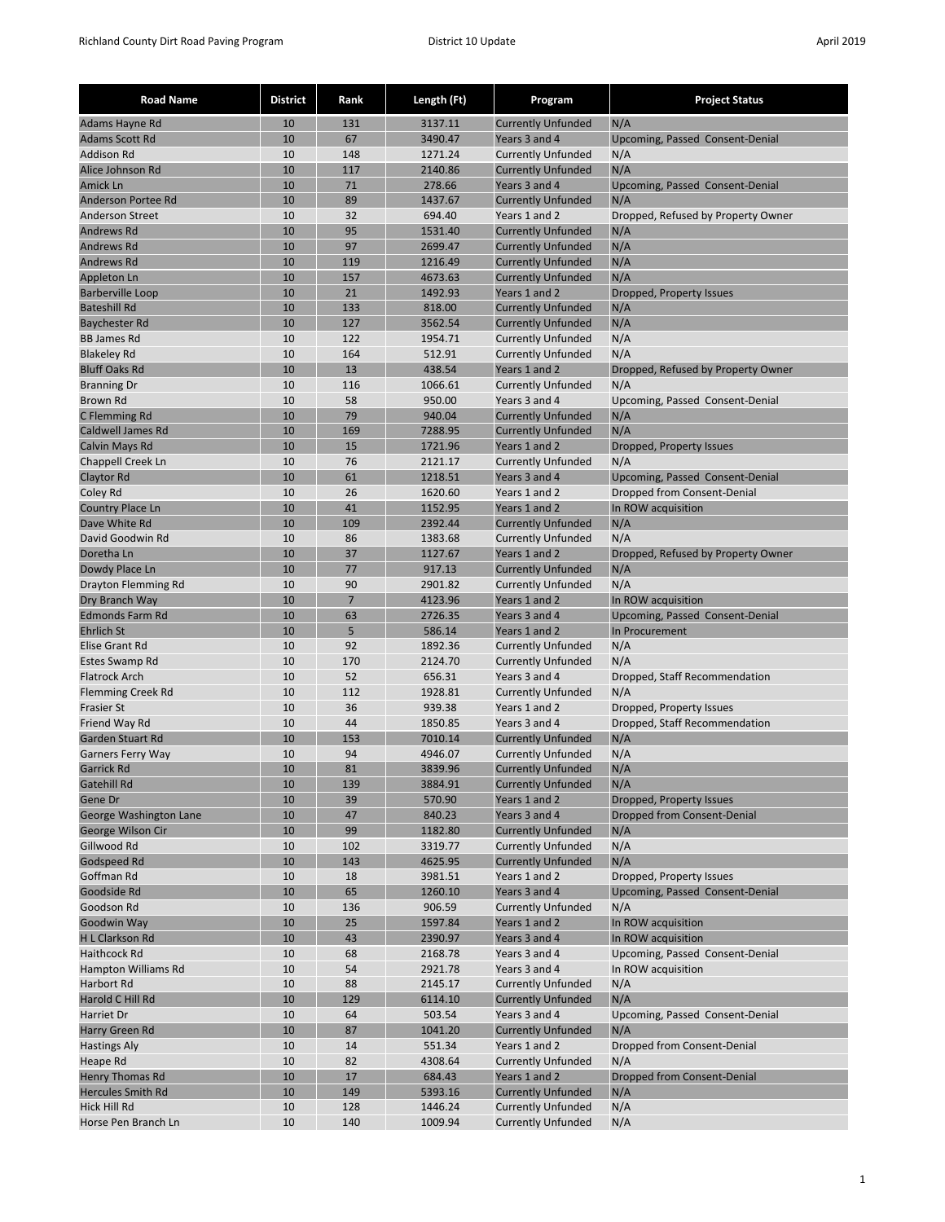| Road Name | District | Rank | Length (Ft) | Program | Project Status |
|---|---|---|---|---|---|
| Adams Hayne Rd | 10 | 131 | 3137.11 | Currently Unfunded | N/A |
| Adams Scott Rd | 10 | 67 | 3490.47 | Years 3 and 4 | Upcoming, Passed Consent-Denial |
| Addison Rd | 10 | 148 | 1271.24 | Currently Unfunded | N/A |
| Alice Johnson Rd | 10 | 117 | 2140.86 | Currently Unfunded | N/A |
| Amick Ln | 10 | 71 | 278.66 | Years 3 and 4 | Upcoming, Passed Consent-Denial |
| Anderson Portee Rd | 10 | 89 | 1437.67 | Currently Unfunded | N/A |
| Anderson Street | 10 | 32 | 694.40 | Years 1 and 2 | Dropped, Refused by Property Owner |
| Andrews Rd | 10 | 95 | 1531.40 | Currently Unfunded | N/A |
| Andrews Rd | 10 | 97 | 2699.47 | Currently Unfunded | N/A |
| Andrews Rd | 10 | 119 | 1216.49 | Currently Unfunded | N/A |
| Appleton Ln | 10 | 157 | 4673.63 | Currently Unfunded | N/A |
| Barberville Loop | 10 | 21 | 1492.93 | Years 1 and 2 | Dropped, Property Issues |
| Bateshill Rd | 10 | 133 | 818.00 | Currently Unfunded | N/A |
| Baychester Rd | 10 | 127 | 3562.54 | Currently Unfunded | N/A |
| BB James Rd | 10 | 122 | 1954.71 | Currently Unfunded | N/A |
| Blakeley Rd | 10 | 164 | 512.91 | Currently Unfunded | N/A |
| Bluff Oaks Rd | 10 | 13 | 438.54 | Years 1 and 2 | Dropped, Refused by Property Owner |
| Branning Dr | 10 | 116 | 1066.61 | Currently Unfunded | N/A |
| Brown Rd | 10 | 58 | 950.00 | Years 3 and 4 | Upcoming, Passed Consent-Denial |
| C Flemming Rd | 10 | 79 | 940.04 | Currently Unfunded | N/A |
| Caldwell James Rd | 10 | 169 | 7288.95 | Currently Unfunded | N/A |
| Calvin Mays Rd | 10 | 15 | 1721.96 | Years 1 and 2 | Dropped, Property Issues |
| Chappell Creek Ln | 10 | 76 | 2121.17 | Currently Unfunded | N/A |
| Claytor Rd | 10 | 61 | 1218.51 | Years 3 and 4 | Upcoming, Passed Consent-Denial |
| Coley Rd | 10 | 26 | 1620.60 | Years 1 and 2 | Dropped from Consent-Denial |
| Country Place Ln | 10 | 41 | 1152.95 | Years 1 and 2 | In ROW acquisition |
| Dave White Rd | 10 | 109 | 2392.44 | Currently Unfunded | N/A |
| David Goodwin Rd | 10 | 86 | 1383.68 | Currently Unfunded | N/A |
| Doretha Ln | 10 | 37 | 1127.67 | Years 1 and 2 | Dropped, Refused by Property Owner |
| Dowdy Place Ln | 10 | 77 | 917.13 | Currently Unfunded | N/A |
| Drayton Flemming Rd | 10 | 90 | 2901.82 | Currently Unfunded | N/A |
| Dry Branch Way | 10 | 7 | 4123.96 | Years 1 and 2 | In ROW acquisition |
| Edmonds Farm Rd | 10 | 63 | 2726.35 | Years 3 and 4 | Upcoming, Passed Consent-Denial |
| Ehrlich St | 10 | 5 | 586.14 | Years 1 and 2 | In Procurement |
| Elise Grant Rd | 10 | 92 | 1892.36 | Currently Unfunded | N/A |
| Estes Swamp Rd | 10 | 170 | 2124.70 | Currently Unfunded | N/A |
| Flatrock Arch | 10 | 52 | 656.31 | Years 3 and 4 | Dropped, Staff Recommendation |
| Flemming Creek Rd | 10 | 112 | 1928.81 | Currently Unfunded | N/A |
| Frasier St | 10 | 36 | 939.38 | Years 1 and 2 | Dropped, Property Issues |
| Friend Way Rd | 10 | 44 | 1850.85 | Years 3 and 4 | Dropped, Staff Recommendation |
| Garden Stuart Rd | 10 | 153 | 7010.14 | Currently Unfunded | N/A |
| Garners Ferry Way | 10 | 94 | 4946.07 | Currently Unfunded | N/A |
| Garrick Rd | 10 | 81 | 3839.96 | Currently Unfunded | N/A |
| Gatehill Rd | 10 | 139 | 3884.91 | Currently Unfunded | N/A |
| Gene Dr | 10 | 39 | 570.90 | Years 1 and 2 | Dropped, Property Issues |
| George Washington Lane | 10 | 47 | 840.23 | Years 3 and 4 | Dropped from Consent-Denial |
| George Wilson Cir | 10 | 99 | 1182.80 | Currently Unfunded | N/A |
| Gillwood Rd | 10 | 102 | 3319.77 | Currently Unfunded | N/A |
| Godspeed Rd | 10 | 143 | 4625.95 | Currently Unfunded | N/A |
| Goffman Rd | 10 | 18 | 3981.51 | Years 1 and 2 | Dropped, Property Issues |
| Goodside Rd | 10 | 65 | 1260.10 | Years 3 and 4 | Upcoming, Passed Consent-Denial |
| Goodson Rd | 10 | 136 | 906.59 | Currently Unfunded | N/A |
| Goodwin Way | 10 | 25 | 1597.84 | Years 1 and 2 | In ROW acquisition |
| H L Clarkson Rd | 10 | 43 | 2390.97 | Years 3 and 4 | In ROW acquisition |
| Haithcock Rd | 10 | 68 | 2168.78 | Years 3 and 4 | Upcoming, Passed Consent-Denial |
| Hampton Williams Rd | 10 | 54 | 2921.78 | Years 3 and 4 | In ROW acquisition |
| Harbort Rd | 10 | 88 | 2145.17 | Currently Unfunded | N/A |
| Harold C Hill Rd | 10 | 129 | 6114.10 | Currently Unfunded | N/A |
| Harriet Dr | 10 | 64 | 503.54 | Years 3 and 4 | Upcoming, Passed Consent-Denial |
| Harry Green Rd | 10 | 87 | 1041.20 | Currently Unfunded | N/A |
| Hastings Aly | 10 | 14 | 551.34 | Years 1 and 2 | Dropped from Consent-Denial |
| Heape Rd | 10 | 82 | 4308.64 | Currently Unfunded | N/A |
| Henry Thomas Rd | 10 | 17 | 684.43 | Years 1 and 2 | Dropped from Consent-Denial |
| Hercules Smith Rd | 10 | 149 | 5393.16 | Currently Unfunded | N/A |
| Hick Hill Rd | 10 | 128 | 1446.24 | Currently Unfunded | N/A |
| Horse Pen Branch Ln | 10 | 140 | 1009.94 | Currently Unfunded | N/A |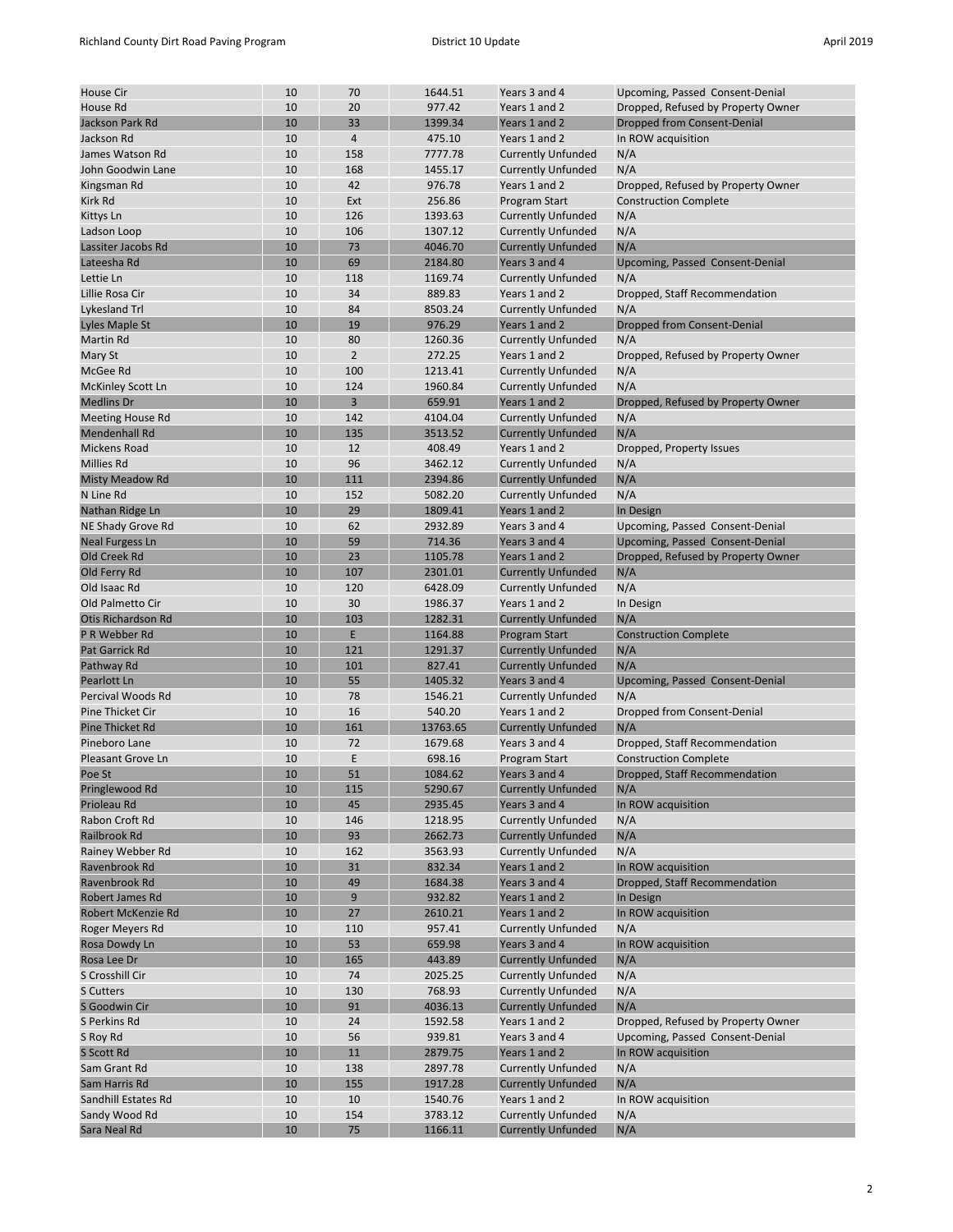| House Cir | 10 | 70 | 1644.51 | Years 3 and 4 | Upcoming, Passed Consent-Denial |
|---|---|---|---|---|---|
| House Rd | 10 | 20 | 977.42 | Years 1 and 2 | Dropped, Refused by Property Owner |
| Jackson Park Rd | 10 | 33 | 1399.34 | Years 1 and 2 | Dropped from Consent-Denial |
| Jackson Rd | 10 | 4 | 475.10 | Years 1 and 2 | In ROW acquisition |
| James Watson Rd | 10 | 158 | 7777.78 | Currently Unfunded | N/A |
| John Goodwin Lane | 10 | 168 | 1455.17 | Currently Unfunded | N/A |
| Kingsman Rd | 10 | 42 | 976.78 | Years 1 and 2 | Dropped, Refused by Property Owner |
| Kirk Rd | 10 | Ext | 256.86 | Program Start | Construction Complete |
| Kittys Ln | 10 | 126 | 1393.63 | Currently Unfunded | N/A |
| Ladson Loop | 10 | 106 | 1307.12 | Currently Unfunded | N/A |
| Lassiter Jacobs Rd | 10 | 73 | 4046.70 | Currently Unfunded | N/A |
| Lateesha Rd | 10 | 69 | 2184.80 | Years 3 and 4 | Upcoming, Passed Consent-Denial |
| Lettie Ln | 10 | 118 | 1169.74 | Currently Unfunded | N/A |
| Lillie Rosa Cir | 10 | 34 | 889.83 | Years 1 and 2 | Dropped, Staff Recommendation |
| Lykesland Trl | 10 | 84 | 8503.24 | Currently Unfunded | N/A |
| Lyles Maple St | 10 | 19 | 976.29 | Years 1 and 2 | Dropped from Consent-Denial |
| Martin Rd | 10 | 80 | 1260.36 | Currently Unfunded | N/A |
| Mary St | 10 | 2 | 272.25 | Years 1 and 2 | Dropped, Refused by Property Owner |
| McGee Rd | 10 | 100 | 1213.41 | Currently Unfunded | N/A |
| McKinley Scott Ln | 10 | 124 | 1960.84 | Currently Unfunded | N/A |
| Medlins Dr | 10 | 3 | 659.91 | Years 1 and 2 | Dropped, Refused by Property Owner |
| Meeting House Rd | 10 | 142 | 4104.04 | Currently Unfunded | N/A |
| Mendenhall Rd | 10 | 135 | 3513.52 | Currently Unfunded | N/A |
| Mickens Road | 10 | 12 | 408.49 | Years 1 and 2 | Dropped, Property Issues |
| Millies Rd | 10 | 96 | 3462.12 | Currently Unfunded | N/A |
| Misty Meadow Rd | 10 | 111 | 2394.86 | Currently Unfunded | N/A |
| N Line Rd | 10 | 152 | 5082.20 | Currently Unfunded | N/A |
| Nathan Ridge Ln | 10 | 29 | 1809.41 | Years 1 and 2 | In Design |
| NE Shady Grove Rd | 10 | 62 | 2932.89 | Years 3 and 4 | Upcoming, Passed Consent-Denial |
| Neal Furgess Ln | 10 | 59 | 714.36 | Years 3 and 4 | Upcoming, Passed Consent-Denial |
| Old Creek Rd | 10 | 23 | 1105.78 | Years 1 and 2 | Dropped, Refused by Property Owner |
| Old Ferry Rd | 10 | 107 | 2301.01 | Currently Unfunded | N/A |
| Old Isaac Rd | 10 | 120 | 6428.09 | Currently Unfunded | N/A |
| Old Palmetto Cir | 10 | 30 | 1986.37 | Years 1 and 2 | In Design |
| Otis Richardson Rd | 10 | 103 | 1282.31 | Currently Unfunded | N/A |
| P R Webber Rd | 10 | E | 1164.88 | Program Start | Construction Complete |
| Pat Garrick Rd | 10 | 121 | 1291.37 | Currently Unfunded | N/A |
| Pathway Rd | 10 | 101 | 827.41 | Currently Unfunded | N/A |
| Pearlott Ln | 10 | 55 | 1405.32 | Years 3 and 4 | Upcoming, Passed Consent-Denial |
| Percival Woods Rd | 10 | 78 | 1546.21 | Currently Unfunded | N/A |
| Pine Thicket Cir | 10 | 16 | 540.20 | Years 1 and 2 | Dropped from Consent-Denial |
| Pine Thicket Rd | 10 | 161 | 13763.65 | Currently Unfunded | N/A |
| Pineboro Lane | 10 | 72 | 1679.68 | Years 3 and 4 | Dropped, Staff Recommendation |
| Pleasant Grove Ln | 10 | E | 698.16 | Program Start | Construction Complete |
| Poe St | 10 | 51 | 1084.62 | Years 3 and 4 | Dropped, Staff Recommendation |
| Pringlewood Rd | 10 | 115 | 5290.67 | Currently Unfunded | N/A |
| Prioleau Rd | 10 | 45 | 2935.45 | Years 3 and 4 | In ROW acquisition |
| Rabon Croft Rd | 10 | 146 | 1218.95 | Currently Unfunded | N/A |
| Railbrook Rd | 10 | 93 | 2662.73 | Currently Unfunded | N/A |
| Rainey Webber Rd | 10 | 162 | 3563.93 | Currently Unfunded | N/A |
| Ravenbrook Rd | 10 | 31 | 832.34 | Years 1 and 2 | In ROW acquisition |
| Ravenbrook Rd | 10 | 49 | 1684.38 | Years 3 and 4 | Dropped, Staff Recommendation |
| Robert James Rd | 10 | 9 | 932.82 | Years 1 and 2 | In Design |
| Robert McKenzie Rd | 10 | 27 | 2610.21 | Years 1 and 2 | In ROW acquisition |
| Roger Meyers Rd | 10 | 110 | 957.41 | Currently Unfunded | N/A |
| Rosa Dowdy Ln | 10 | 53 | 659.98 | Years 3 and 4 | In ROW acquisition |
| Rosa Lee Dr | 10 | 165 | 443.89 | Currently Unfunded | N/A |
| S Crosshill Cir | 10 | 74 | 2025.25 | Currently Unfunded | N/A |
| S Cutters | 10 | 130 | 768.93 | Currently Unfunded | N/A |
| S Goodwin Cir | 10 | 91 | 4036.13 | Currently Unfunded | N/A |
| S Perkins Rd | 10 | 24 | 1592.58 | Years 1 and 2 | Dropped, Refused by Property Owner |
| S Roy Rd | 10 | 56 | 939.81 | Years 3 and 4 | Upcoming, Passed Consent-Denial |
| S Scott Rd | 10 | 11 | 2879.75 | Years 1 and 2 | In ROW acquisition |
| Sam Grant Rd | 10 | 138 | 2897.78 | Currently Unfunded | N/A |
| Sam Harris Rd | 10 | 155 | 1917.28 | Currently Unfunded | N/A |
| Sandhill Estates Rd | 10 | 10 | 1540.76 | Years 1 and 2 | In ROW acquisition |
| Sandy Wood Rd | 10 | 154 | 3783.12 | Currently Unfunded | N/A |
| Sara Neal Rd | 10 | 75 | 1166.11 | Currently Unfunded | N/A |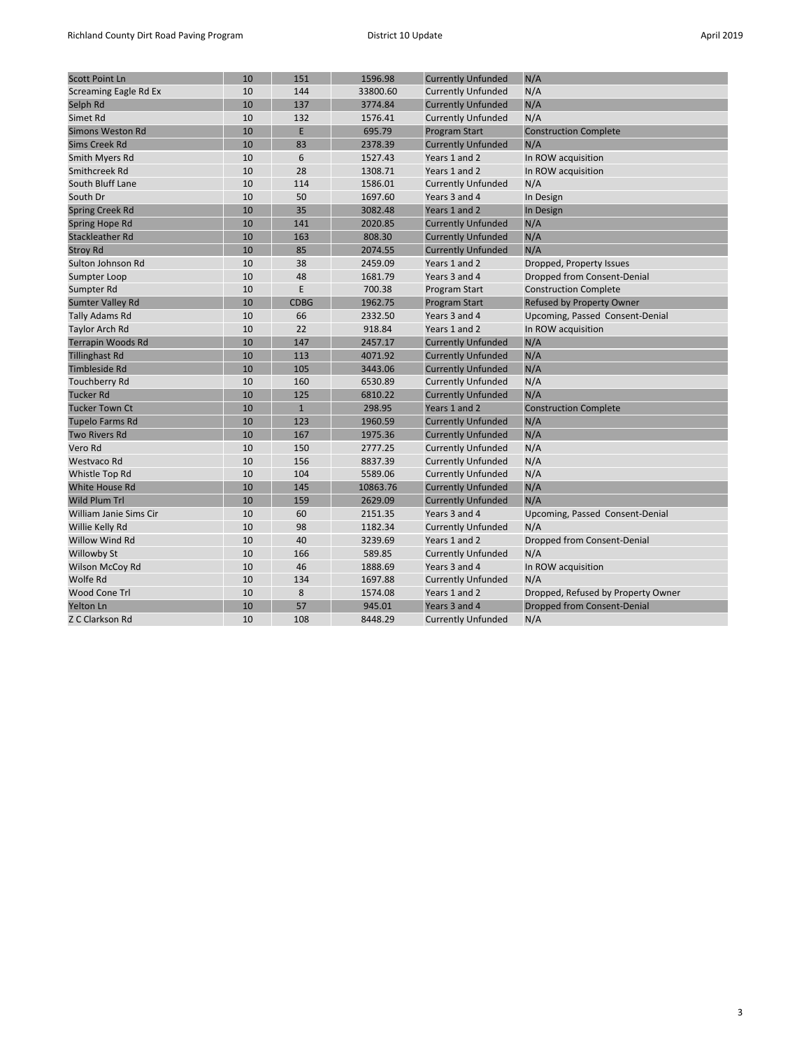| Scott Point Ln | 10 | 151 | 1596.98 | Currently Unfunded | N/A |
|---|---|---|---|---|---|
| Screaming Eagle Rd Ex | 10 | 144 | 33800.60 | Currently Unfunded | N/A |
| Selph Rd | 10 | 137 | 3774.84 | Currently Unfunded | N/A |
| Simet Rd | 10 | 132 | 1576.41 | Currently Unfunded | N/A |
| Simons Weston Rd | 10 | E | 695.79 | Program Start | Construction Complete |
| Sims Creek Rd | 10 | 83 | 2378.39 | Currently Unfunded | N/A |
| Smith Myers Rd | 10 | 6 | 1527.43 | Years 1 and 2 | In ROW acquisition |
| Smithcreek Rd | 10 | 28 | 1308.71 | Years 1 and 2 | In ROW acquisition |
| South Bluff Lane | 10 | 114 | 1586.01 | Currently Unfunded | N/A |
| South Dr | 10 | 50 | 1697.60 | Years 3 and 4 | In Design |
| Spring Creek Rd | 10 | 35 | 3082.48 | Years 1 and 2 | In Design |
| Spring Hope Rd | 10 | 141 | 2020.85 | Currently Unfunded | N/A |
| Stackleather Rd | 10 | 163 | 808.30 | Currently Unfunded | N/A |
| Stroy Rd | 10 | 85 | 2074.55 | Currently Unfunded | N/A |
| Sulton Johnson Rd | 10 | 38 | 2459.09 | Years 1 and 2 | Dropped, Property Issues |
| Sumpter Loop | 10 | 48 | 1681.79 | Years 3 and 4 | Dropped from Consent-Denial |
| Sumpter Rd | 10 | E | 700.38 | Program Start | Construction Complete |
| Sumter Valley Rd | 10 | CDBG | 1962.75 | Program Start | Refused by Property Owner |
| Tally Adams Rd | 10 | 66 | 2332.50 | Years 3 and 4 | Upcoming, Passed Consent-Denial |
| Taylor Arch Rd | 10 | 22 | 918.84 | Years 1 and 2 | In ROW acquisition |
| Terrapin Woods Rd | 10 | 147 | 2457.17 | Currently Unfunded | N/A |
| Tillinghast Rd | 10 | 113 | 4071.92 | Currently Unfunded | N/A |
| Timbleside Rd | 10 | 105 | 3443.06 | Currently Unfunded | N/A |
| Touchberry Rd | 10 | 160 | 6530.89 | Currently Unfunded | N/A |
| Tucker Rd | 10 | 125 | 6810.22 | Currently Unfunded | N/A |
| Tucker Town Ct | 10 | 1 | 298.95 | Years 1 and 2 | Construction Complete |
| Tupelo Farms Rd | 10 | 123 | 1960.59 | Currently Unfunded | N/A |
| Two Rivers Rd | 10 | 167 | 1975.36 | Currently Unfunded | N/A |
| Vero Rd | 10 | 150 | 2777.25 | Currently Unfunded | N/A |
| Westvaco Rd | 10 | 156 | 8837.39 | Currently Unfunded | N/A |
| Whistle Top Rd | 10 | 104 | 5589.06 | Currently Unfunded | N/A |
| White House Rd | 10 | 145 | 10863.76 | Currently Unfunded | N/A |
| Wild Plum Trl | 10 | 159 | 2629.09 | Currently Unfunded | N/A |
| William Janie Sims Cir | 10 | 60 | 2151.35 | Years 3 and 4 | Upcoming, Passed Consent-Denial |
| Willie Kelly Rd | 10 | 98 | 1182.34 | Currently Unfunded | N/A |
| Willow Wind Rd | 10 | 40 | 3239.69 | Years 1 and 2 | Dropped from Consent-Denial |
| Willowby St | 10 | 166 | 589.85 | Currently Unfunded | N/A |
| Wilson McCoy Rd | 10 | 46 | 1888.69 | Years 3 and 4 | In ROW acquisition |
| Wolfe Rd | 10 | 134 | 1697.88 | Currently Unfunded | N/A |
| Wood Cone Trl | 10 | 8 | 1574.08 | Years 1 and 2 | Dropped, Refused by Property Owner |
| Yelton Ln | 10 | 57 | 945.01 | Years 3 and 4 | Dropped from Consent-Denial |
| Z C Clarkson Rd | 10 | 108 | 8448.29 | Currently Unfunded | N/A |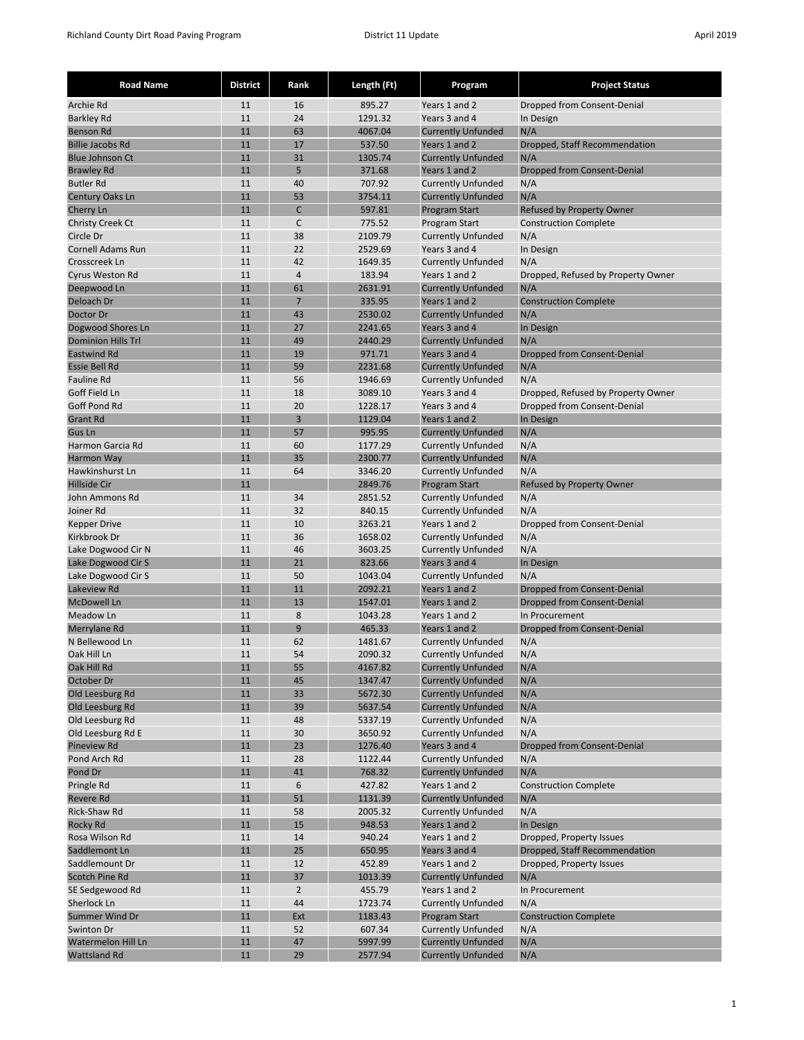| Road Name | District | Rank | Length (Ft) | Program | Project Status |
|---|---|---|---|---|---|
| Archie Rd | 11 | 16 | 895.27 | Years 1 and 2 | Dropped from Consent-Denial |
| Barkley Rd | 11 | 24 | 1291.32 | Years 3 and 4 | In Design |
| Benson Rd | 11 | 63 | 4067.04 | Currently Unfunded | N/A |
| Billie Jacobs Rd | 11 | 17 | 537.50 | Years 1 and 2 | Dropped, Staff Recommendation |
| Blue Johnson Ct | 11 | 31 | 1305.74 | Currently Unfunded | N/A |
| Brawley Rd | 11 | 5 | 371.68 | Years 1 and 2 | Dropped from Consent-Denial |
| Butler Rd | 11 | 40 | 707.92 | Currently Unfunded | N/A |
| Century Oaks Ln | 11 | 53 | 3754.11 | Currently Unfunded | N/A |
| Cherry Ln | 11 | C | 597.81 | Program Start | Refused by Property Owner |
| Christy Creek Ct | 11 | C | 775.52 | Program Start | Construction Complete |
| Circle Dr | 11 | 38 | 2109.79 | Currently Unfunded | N/A |
| Cornell Adams Run | 11 | 22 | 2529.69 | Years 3 and 4 | In Design |
| Crosscreek Ln | 11 | 42 | 1649.35 | Currently Unfunded | N/A |
| Cyrus Weston Rd | 11 | 4 | 183.94 | Years 1 and 2 | Dropped, Refused by Property Owner |
| Deepwood Ln | 11 | 61 | 2631.91 | Currently Unfunded | N/A |
| Deloach Dr | 11 | 7 | 335.95 | Years 1 and 2 | Construction Complete |
| Doctor Dr | 11 | 43 | 2530.02 | Currently Unfunded | N/A |
| Dogwood Shores Ln | 11 | 27 | 2241.65 | Years 3 and 4 | In Design |
| Dominion Hills Trl | 11 | 49 | 2440.29 | Currently Unfunded | N/A |
| Eastwind Rd | 11 | 19 | 971.71 | Years 3 and 4 | Dropped from Consent-Denial |
| Essie Bell Rd | 11 | 59 | 2231.68 | Currently Unfunded | N/A |
| Fauline Rd | 11 | 56 | 1946.69 | Currently Unfunded | N/A |
| Goff Field Ln | 11 | 18 | 3089.10 | Years 3 and 4 | Dropped, Refused by Property Owner |
| Goff Pond Rd | 11 | 20 | 1228.17 | Years 3 and 4 | Dropped from Consent-Denial |
| Grant Rd | 11 | 3 | 1129.04 | Years 1 and 2 | In Design |
| Gus Ln | 11 | 57 | 995.95 | Currently Unfunded | N/A |
| Harmon Garcia Rd | 11 | 60 | 1177.29 | Currently Unfunded | N/A |
| Harmon Way | 11 | 35 | 2300.77 | Currently Unfunded | N/A |
| Hawkinshurst Ln | 11 | 64 | 3346.20 | Currently Unfunded | N/A |
| Hillside Cir | 11 | | 2849.76 | Program Start | Refused by Property Owner |
| John Ammons Rd | 11 | 34 | 2851.52 | Currently Unfunded | N/A |
| Joiner Rd | 11 | 32 | 840.15 | Currently Unfunded | N/A |
| Kepper Drive | 11 | 10 | 3263.21 | Years 1 and 2 | Dropped from Consent-Denial |
| Kirkbrook Dr | 11 | 36 | 1658.02 | Currently Unfunded | N/A |
| Lake Dogwood Cir N | 11 | 46 | 3603.25 | Currently Unfunded | N/A |
| Lake Dogwood Cir S | 11 | 21 | 823.66 | Years 3 and 4 | In Design |
| Lake Dogwood Cir S | 11 | 50 | 1043.04 | Currently Unfunded | N/A |
| Lakeview Rd | 11 | 11 | 2092.21 | Years 1 and 2 | Dropped from Consent-Denial |
| McDowell Ln | 11 | 13 | 1547.01 | Years 1 and 2 | Dropped from Consent-Denial |
| Meadow Ln | 11 | 8 | 1043.28 | Years 1 and 2 | In Procurement |
| Merrylane Rd | 11 | 9 | 465.33 | Years 1 and 2 | Dropped from Consent-Denial |
| N Bellewood Ln | 11 | 62 | 1481.67 | Currently Unfunded | N/A |
| Oak Hill Ln | 11 | 54 | 2090.32 | Currently Unfunded | N/A |
| Oak Hill Rd | 11 | 55 | 4167.82 | Currently Unfunded | N/A |
| October Dr | 11 | 45 | 1347.47 | Currently Unfunded | N/A |
| Old Leesburg Rd | 11 | 33 | 5672.30 | Currently Unfunded | N/A |
| Old Leesburg Rd | 11 | 39 | 5637.54 | Currently Unfunded | N/A |
| Old Leesburg Rd | 11 | 48 | 5337.19 | Currently Unfunded | N/A |
| Old Leesburg Rd E | 11 | 30 | 3650.92 | Currently Unfunded | N/A |
| Pineview Rd | 11 | 23 | 1276.40 | Years 3 and 4 | Dropped from Consent-Denial |
| Pond Arch Rd | 11 | 28 | 1122.44 | Currently Unfunded | N/A |
| Pond Dr | 11 | 41 | 768.32 | Currently Unfunded | N/A |
| Pringle Rd | 11 | 6 | 427.82 | Years 1 and 2 | Construction Complete |
| Revere Rd | 11 | 51 | 1131.39 | Currently Unfunded | N/A |
| Rick-Shaw Rd | 11 | 58 | 2005.32 | Currently Unfunded | N/A |
| Rocky Rd | 11 | 15 | 948.53 | Years 1 and 2 | In Design |
| Rosa Wilson Rd | 11 | 14 | 940.24 | Years 1 and 2 | Dropped, Property Issues |
| Saddlemont Ln | 11 | 25 | 650.95 | Years 3 and 4 | Dropped, Staff Recommendation |
| Saddlemount Dr | 11 | 12 | 452.89 | Years 1 and 2 | Dropped, Property Issues |
| Scotch Pine Rd | 11 | 37 | 1013.39 | Currently Unfunded | N/A |
| SE Sedgewood Rd | 11 | 2 | 455.79 | Years 1 and 2 | In Procurement |
| Sherlock Ln | 11 | 44 | 1723.74 | Currently Unfunded | N/A |
| Summer Wind Dr | 11 | Ext | 1183.43 | Program Start | Construction Complete |
| Swinton Dr | 11 | 52 | 607.34 | Currently Unfunded | N/A |
| Watermelon Hill Ln | 11 | 47 | 5997.99 | Currently Unfunded | N/A |
| Wattsland Rd | 11 | 29 | 2577.94 | Currently Unfunded | N/A |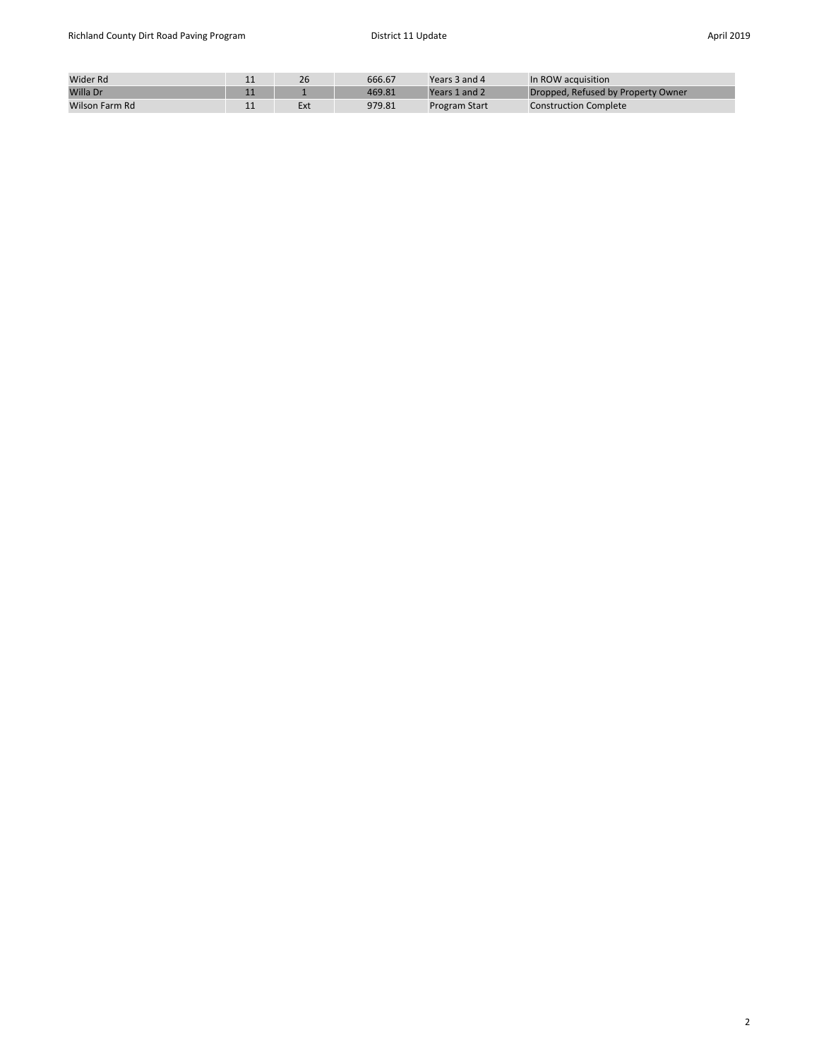| | | | | | |
|---|---|---|---|---|---|
| Wider Rd | 11 | 26 | 666.67 | Years 3 and 4 | In ROW acquisition |
| Willa Dr | 11 | 1 | 469.81 | Years 1 and 2 | Dropped, Refused by Property Owner |
| Wilson Farm Rd | 11 | Ext | 979.81 | Program Start | Construction Complete |